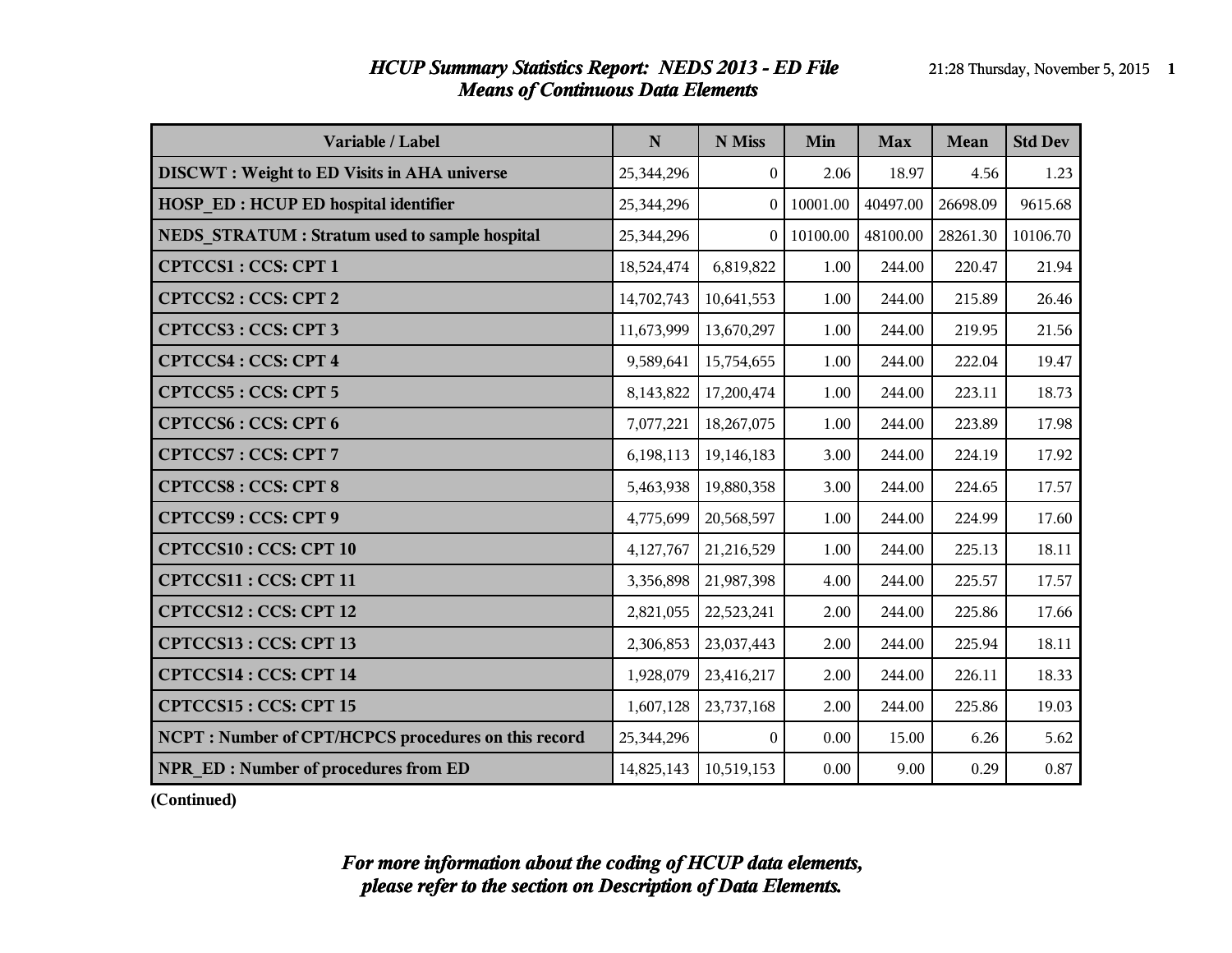# *HCUP Summary Statistics Report: NEDS 2013 - ED File*
## *Means of Continuous Data Elements*

| Variable / Label | N | N Miss | Min | Max | Mean | Std Dev |
|---|---|---|---|---|---|---|
| **DISCWT : Weight to ED Visits in AHA universe** | 25,344,296 | 0 | 2.06 | 18.97 | 4.56 | 1.23 |
| **HOSP_ED : HCUP ED hospital identifier** | 25,344,296 | 0 | 10001.00 | 40497.00 | 26698.09 | 9615.68 |
| **NEDS_STRATUM : Stratum used to sample hospital** | 25,344,296 | 0 | 10100.00 | 48100.00 | 28261.30 | 10106.70 |
| **CPTCCS1 : CCS: CPT 1** | 18,524,474 | 6,819,822 | 1.00 | 244.00 | 220.47 | 21.94 |
| **CPTCCS2 : CCS: CPT 2** | 14,702,743 | 10,641,553 | 1.00 | 244.00 | 215.89 | 26.46 |
| **CPTCCS3 : CCS: CPT 3** | 11,673,999 | 13,670,297 | 1.00 | 244.00 | 219.95 | 21.56 |
| **CPTCCS4 : CCS: CPT 4** | 9,589,641 | 15,754,655 | 1.00 | 244.00 | 222.04 | 19.47 |
| **CPTCCS5 : CCS: CPT 5** | 8,143,822 | 17,200,474 | 1.00 | 244.00 | 223.11 | 18.73 |
| **CPTCCS6 : CCS: CPT 6** | 7,077,221 | 18,267,075 | 1.00 | 244.00 | 223.89 | 17.98 |
| **CPTCCS7 : CCS: CPT 7** | 6,198,113 | 19,146,183 | 3.00 | 244.00 | 224.19 | 17.92 |
| **CPTCCS8 : CCS: CPT 8** | 5,463,938 | 19,880,358 | 3.00 | 244.00 | 224.65 | 17.57 |
| **CPTCCS9 : CCS: CPT 9** | 4,775,699 | 20,568,597 | 1.00 | 244.00 | 224.99 | 17.60 |
| **CPTCCS10 : CCS: CPT 10** | 4,127,767 | 21,216,529 | 1.00 | 244.00 | 225.13 | 18.11 |
| **CPTCCS11 : CCS: CPT 11** | 3,356,898 | 21,987,398 | 4.00 | 244.00 | 225.57 | 17.57 |
| **CPTCCS12 : CCS: CPT 12** | 2,821,055 | 22,523,241 | 2.00 | 244.00 | 225.86 | 17.66 |
| **CPTCCS13 : CCS: CPT 13** | 2,306,853 | 23,037,443 | 2.00 | 244.00 | 225.94 | 18.11 |
| **CPTCCS14 : CCS: CPT 14** | 1,928,079 | 23,416,217 | 2.00 | 244.00 | 226.11 | 18.33 |
| **CPTCCS15 : CCS: CPT 15** | 1,607,128 | 23,737,168 | 2.00 | 244.00 | 225.86 | 19.03 |
| **NCPT : Number of CPT/HCPCS procedures on this record** | 25,344,296 | 0 | 0.00 | 15.00 | 6.26 | 5.62 |
| **NPR_ED : Number of procedures from ED** | 14,825,143 | 10,519,153 | 0.00 | 9.00 | 0.29 | 0.87 |

**(Continued)**

***For more information about the coding of HCUP data elements, please refer to the section on Description of Data Elements.***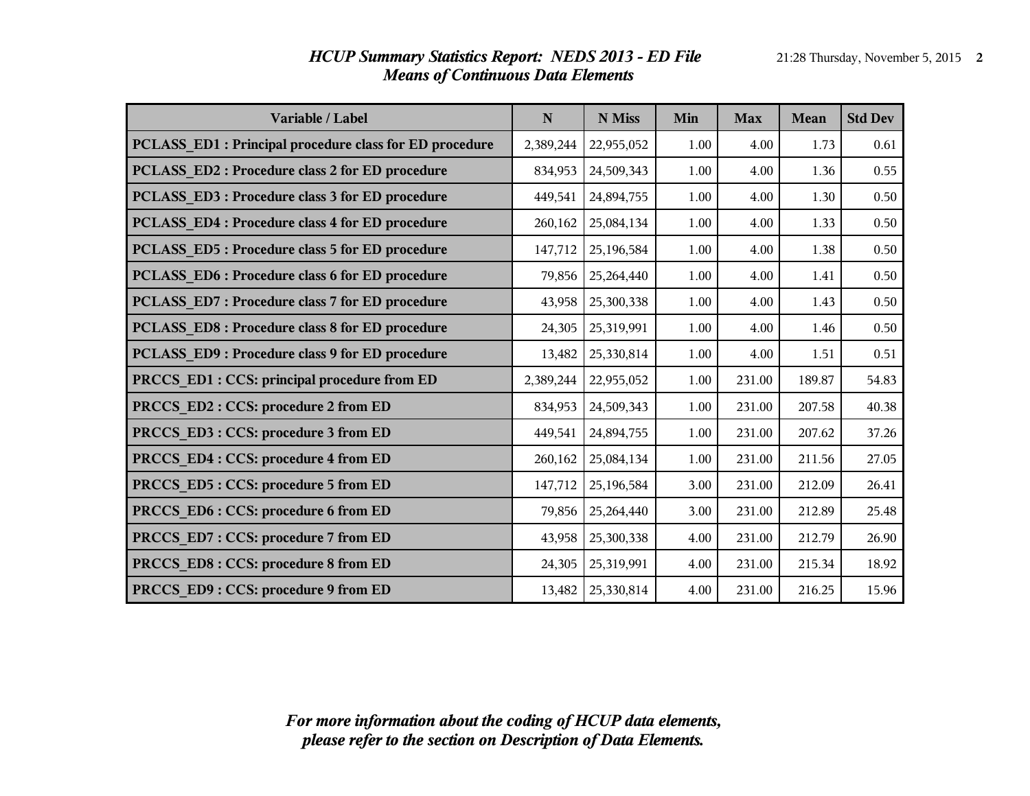# *HCUP Summary Statistics Report: NEDS 2013 - ED File*
## *Means of Continuous Data Elements*

| Variable / Label | N | N Miss | Min | Max | Mean | Std Dev |
|---|---|---|---|---|---|---|
| PCLASS_ED1 : Principal procedure class for ED procedure | 2,389,244 | 22,955,052 | 1.00 | 4.00 | 1.73 | 0.61 |
| PCLASS_ED2 : Procedure class 2 for ED procedure | 834,953 | 24,509,343 | 1.00 | 4.00 | 1.36 | 0.55 |
| PCLASS_ED3 : Procedure class 3 for ED procedure | 449,541 | 24,894,755 | 1.00 | 4.00 | 1.30 | 0.50 |
| PCLASS_ED4 : Procedure class 4 for ED procedure | 260,162 | 25,084,134 | 1.00 | 4.00 | 1.33 | 0.50 |
| PCLASS_ED5 : Procedure class 5 for ED procedure | 147,712 | 25,196,584 | 1.00 | 4.00 | 1.38 | 0.50 |
| PCLASS_ED6 : Procedure class 6 for ED procedure | 79,856 | 25,264,440 | 1.00 | 4.00 | 1.41 | 0.50 |
| PCLASS_ED7 : Procedure class 7 for ED procedure | 43,958 | 25,300,338 | 1.00 | 4.00 | 1.43 | 0.50 |
| PCLASS_ED8 : Procedure class 8 for ED procedure | 24,305 | 25,319,991 | 1.00 | 4.00 | 1.46 | 0.50 |
| PCLASS_ED9 : Procedure class 9 for ED procedure | 13,482 | 25,330,814 | 1.00 | 4.00 | 1.51 | 0.51 |
| PRCCS_ED1 : CCS: principal procedure from ED | 2,389,244 | 22,955,052 | 1.00 | 231.00 | 189.87 | 54.83 |
| PRCCS_ED2 : CCS: procedure 2 from ED | 834,953 | 24,509,343 | 1.00 | 231.00 | 207.58 | 40.38 |
| PRCCS_ED3 : CCS: procedure 3 from ED | 449,541 | 24,894,755 | 1.00 | 231.00 | 207.62 | 37.26 |
| PRCCS_ED4 : CCS: procedure 4 from ED | 260,162 | 25,084,134 | 1.00 | 231.00 | 211.56 | 27.05 |
| PRCCS_ED5 : CCS: procedure 5 from ED | 147,712 | 25,196,584 | 3.00 | 231.00 | 212.09 | 26.41 |
| PRCCS_ED6 : CCS: procedure 6 from ED | 79,856 | 25,264,440 | 3.00 | 231.00 | 212.89 | 25.48 |
| PRCCS_ED7 : CCS: procedure 7 from ED | 43,958 | 25,300,338 | 4.00 | 231.00 | 212.79 | 26.90 |
| PRCCS_ED8 : CCS: procedure 8 from ED | 24,305 | 25,319,991 | 4.00 | 231.00 | 215.34 | 18.92 |
| PRCCS_ED9 : CCS: procedure 9 from ED | 13,482 | 25,330,814 | 4.00 | 231.00 | 216.25 | 15.96 |

*For more information about the coding of HCUP data elements, please refer to the section on Description of Data Elements.*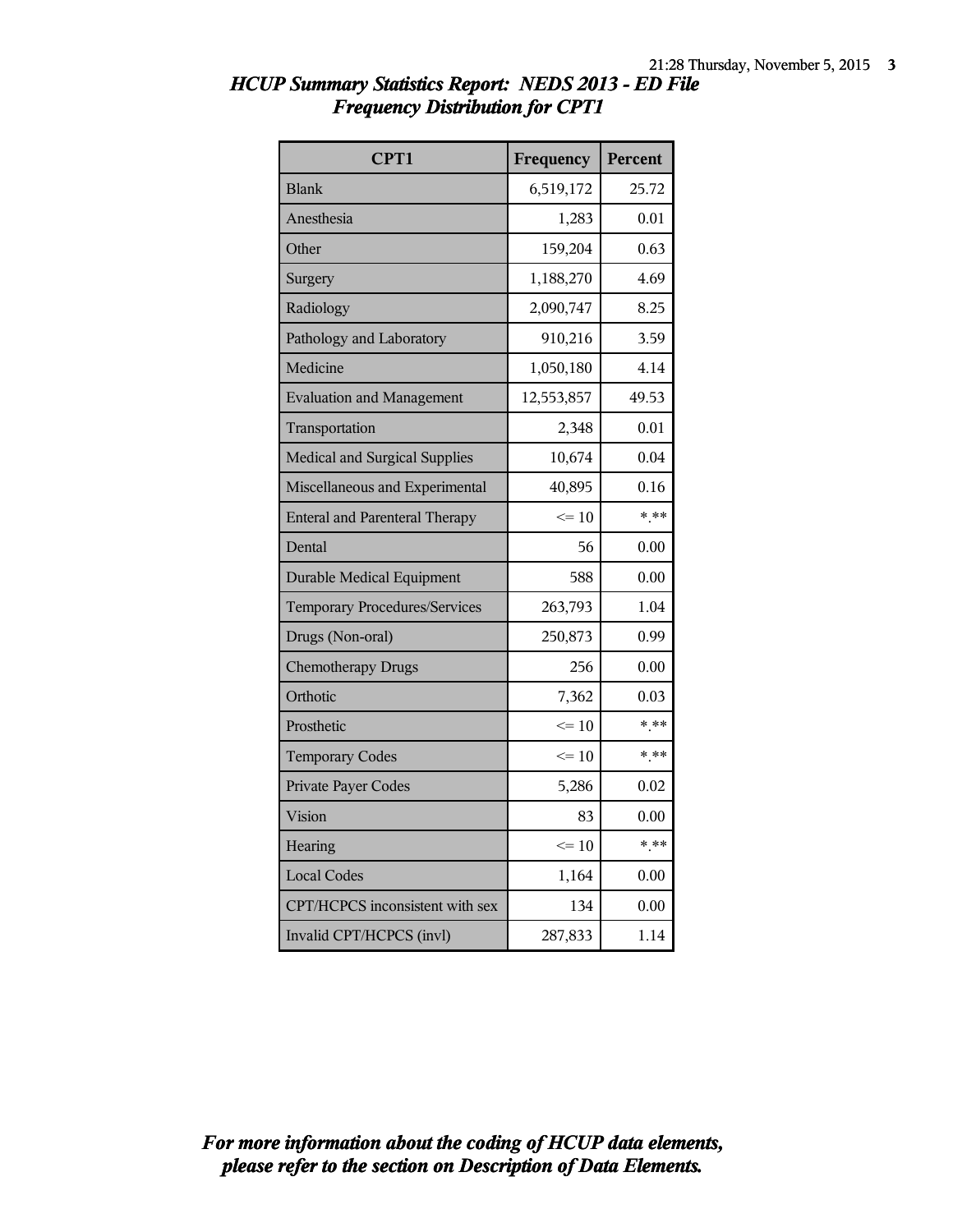# *HCUP Summary Statistics Report: NEDS 2013 - ED File*
## *Frequency Distribution for CPT1*

| CPT1 | Frequency | Percent |
|---|---|---|
| Blank | 6,519,172 | 25.72 |
| Anesthesia | 1,283 | 0.01 |
| Other | 159,204 | 0.63 |
| Surgery | 1,188,270 | 4.69 |
| Radiology | 2,090,747 | 8.25 |
| Pathology and Laboratory | 910,216 | 3.59 |
| Medicine | 1,050,180 | 4.14 |
| Evaluation and Management | 12,553,857 | 49.53 |
| Transportation | 2,348 | 0.01 |
| Medical and Surgical Supplies | 10,674 | 0.04 |
| Miscellaneous and Experimental | 40,895 | 0.16 |
| Enteral and Parenteral Therapy | <= 10 | *.** |
| Dental | 56 | 0.00 |
| Durable Medical Equipment | 588 | 0.00 |
| Temporary Procedures/Services | 263,793 | 1.04 |
| Drugs (Non-oral) | 250,873 | 0.99 |
| Chemotherapy Drugs | 256 | 0.00 |
| Orthotic | 7,362 | 0.03 |
| Prosthetic | <= 10 | *.** |
| Temporary Codes | <= 10 | *.** |
| Private Payer Codes | 5,286 | 0.02 |
| Vision | 83 | 0.00 |
| Hearing | <= 10 | *.** |
| Local Codes | 1,164 | 0.00 |
| CPT/HCPCS inconsistent with sex | 134 | 0.00 |
| Invalid CPT/HCPCS (invl) | 287,833 | 1.14 |

*For more information about the coding of HCUP data elements, please refer to the section on Description of Data Elements.*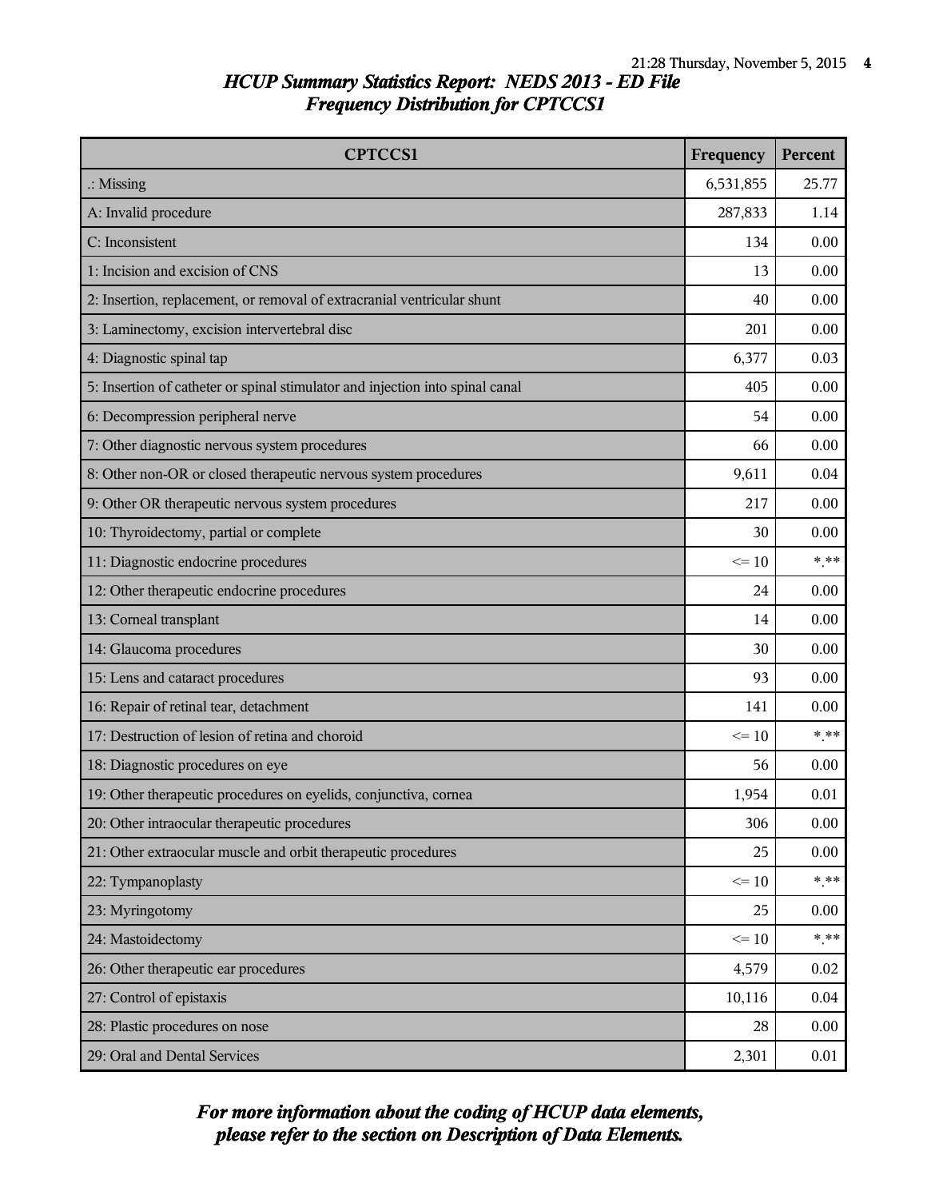# HCUP Summary Statistics Report: NEDS 2013 - ED File
## Frequency Distribution for CPTCCS1

| CPTCCS1 | Frequency | Percent |
|---|---|---|
| .: Missing | 6,531,855 | 25.77 |
| A: Invalid procedure | 287,833 | 1.14 |
| C: Inconsistent | 134 | 0.00 |
| 1: Incision and excision of CNS | 13 | 0.00 |
| 2: Insertion, replacement, or removal of extracranial ventricular shunt | 40 | 0.00 |
| 3: Laminectomy, excision intervertebral disc | 201 | 0.00 |
| 4: Diagnostic spinal tap | 6,377 | 0.03 |
| 5: Insertion of catheter or spinal stimulator and injection into spinal canal | 405 | 0.00 |
| 6: Decompression peripheral nerve | 54 | 0.00 |
| 7: Other diagnostic nervous system procedures | 66 | 0.00 |
| 8: Other non-OR or closed therapeutic nervous system procedures | 9,611 | 0.04 |
| 9: Other OR therapeutic nervous system procedures | 217 | 0.00 |
| 10: Thyroidectomy, partial or complete | 30 | 0.00 |
| 11: Diagnostic endocrine procedures | <= 10 | *.** |
| 12: Other therapeutic endocrine procedures | 24 | 0.00 |
| 13: Corneal transplant | 14 | 0.00 |
| 14: Glaucoma procedures | 30 | 0.00 |
| 15: Lens and cataract procedures | 93 | 0.00 |
| 16: Repair of retinal tear, detachment | 141 | 0.00 |
| 17: Destruction of lesion of retina and choroid | <= 10 | *.** |
| 18: Diagnostic procedures on eye | 56 | 0.00 |
| 19: Other therapeutic procedures on eyelids, conjunctiva, cornea | 1,954 | 0.01 |
| 20: Other intraocular therapeutic procedures | 306 | 0.00 |
| 21: Other extraocular muscle and orbit therapeutic procedures | 25 | 0.00 |
| 22: Tympanoplasty | <= 10 | *.** |
| 23: Myringotomy | 25 | 0.00 |
| 24: Mastoidectomy | <= 10 | *.** |
| 26: Other therapeutic ear procedures | 4,579 | 0.02 |
| 27: Control of epistaxis | 10,116 | 0.04 |
| 28: Plastic procedures on nose | 28 | 0.00 |
| 29: Oral and Dental Services | 2,301 | 0.01 |

*For more information about the coding of HCUP data elements, please refer to the section on Description of Data Elements.*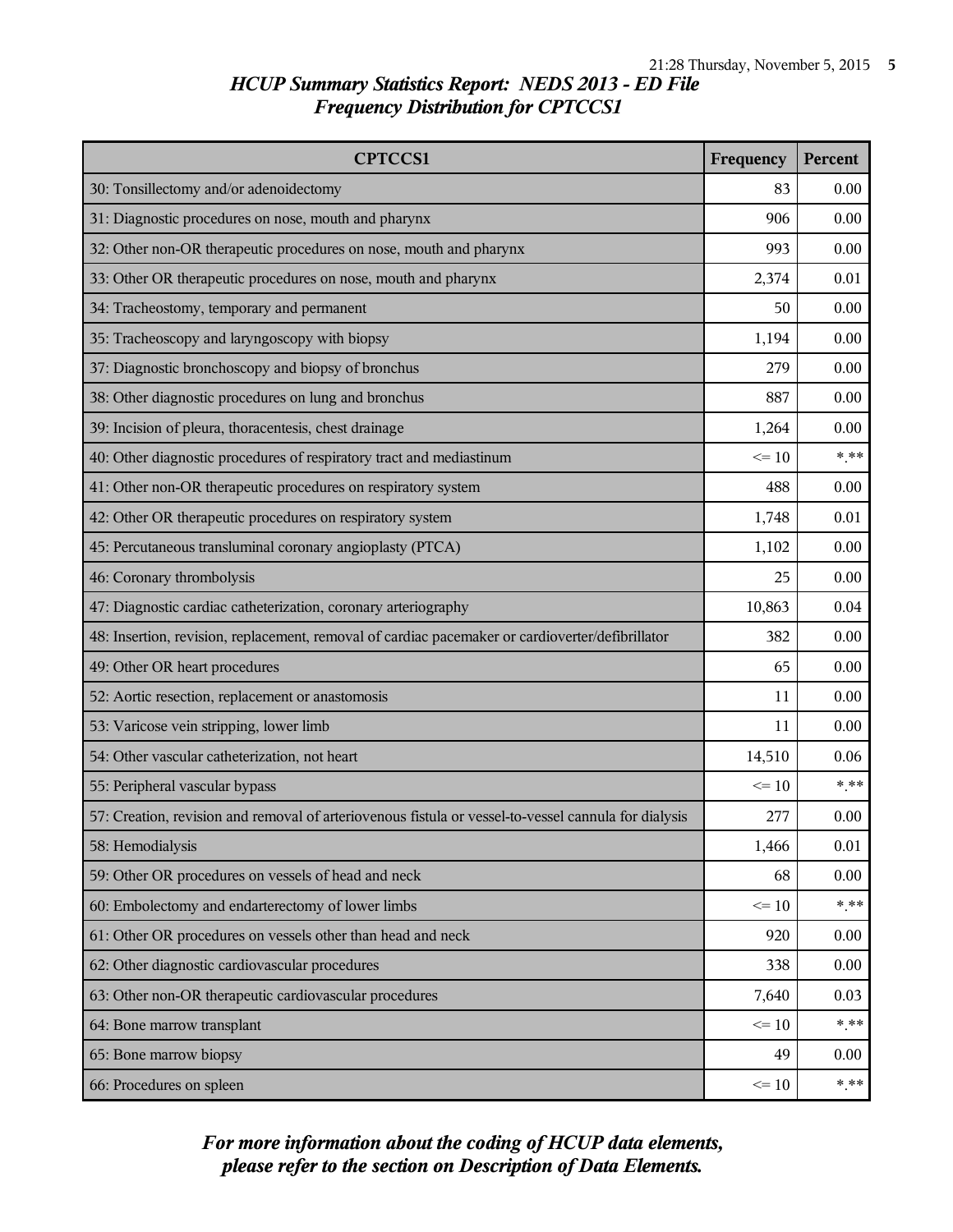# *HCUP Summary Statistics Report: NEDS 2013 - ED File*
## *Frequency Distribution for CPTCCS1*

| CPTCCS1 | Frequency | Percent |
|---|---|---|
| 30: Tonsillectomy and/or adenoidectomy | 83 | 0.00 |
| 31: Diagnostic procedures on nose, mouth and pharynx | 906 | 0.00 |
| 32: Other non-OR therapeutic procedures on nose, mouth and pharynx | 993 | 0.00 |
| 33: Other OR therapeutic procedures on nose, mouth and pharynx | 2,374 | 0.01 |
| 34: Tracheostomy, temporary and permanent | 50 | 0.00 |
| 35: Tracheoscopy and laryngoscopy with biopsy | 1,194 | 0.00 |
| 37: Diagnostic bronchoscopy and biopsy of bronchus | 279 | 0.00 |
| 38: Other diagnostic procedures on lung and bronchus | 887 | 0.00 |
| 39: Incision of pleura, thoracentesis, chest drainage | 1,264 | 0.00 |
| 40: Other diagnostic procedures of respiratory tract and mediastinum | <= 10 | *.** |
| 41: Other non-OR therapeutic procedures on respiratory system | 488 | 0.00 |
| 42: Other OR therapeutic procedures on respiratory system | 1,748 | 0.01 |
| 45: Percutaneous transluminal coronary angioplasty (PTCA) | 1,102 | 0.00 |
| 46: Coronary thrombolysis | 25 | 0.00 |
| 47: Diagnostic cardiac catheterization, coronary arteriography | 10,863 | 0.04 |
| 48: Insertion, revision, replacement, removal of cardiac pacemaker or cardioverter/defibrillator | 382 | 0.00 |
| 49: Other OR heart procedures | 65 | 0.00 |
| 52: Aortic resection, replacement or anastomosis | 11 | 0.00 |
| 53: Varicose vein stripping, lower limb | 11 | 0.00 |
| 54: Other vascular catheterization, not heart | 14,510 | 0.06 |
| 55: Peripheral vascular bypass | <= 10 | *.** |
| 57: Creation, revision and removal of arteriovenous fistula or vessel-to-vessel cannula for dialysis | 277 | 0.00 |
| 58: Hemodialysis | 1,466 | 0.01 |
| 59: Other OR procedures on vessels of head and neck | 68 | 0.00 |
| 60: Embolectomy and endarterectomy of lower limbs | <= 10 | *.** |
| 61: Other OR procedures on vessels other than head and neck | 920 | 0.00 |
| 62: Other diagnostic cardiovascular procedures | 338 | 0.00 |
| 63: Other non-OR therapeutic cardiovascular procedures | 7,640 | 0.03 |
| 64: Bone marrow transplant | <= 10 | *.** |
| 65: Bone marrow biopsy | 49 | 0.00 |
| 66: Procedures on spleen | <= 10 | *.** |

***For more information about the coding of HCUP data elements, please refer to the section on Description of Data Elements.***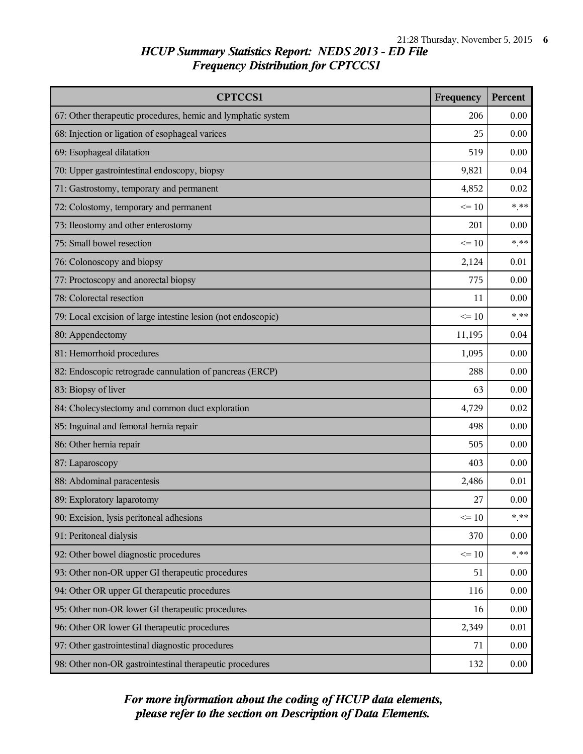# HCUP Summary Statistics Report: NEDS 2013 - ED File
## Frequency Distribution for CPTCCS1

| CPTCCS1 | Frequency | Percent |
|---|---|---|
| 67: Other therapeutic procedures, hemic and lymphatic system | 206 | 0.00 |
| 68: Injection or ligation of esophageal varices | 25 | 0.00 |
| 69: Esophageal dilatation | 519 | 0.00 |
| 70: Upper gastrointestinal endoscopy, biopsy | 9,821 | 0.04 |
| 71: Gastrostomy, temporary and permanent | 4,852 | 0.02 |
| 72: Colostomy, temporary and permanent | <= 10 | *.** |
| 73: Ileostomy and other enterostomy | 201 | 0.00 |
| 75: Small bowel resection | <= 10 | *.** |
| 76: Colonoscopy and biopsy | 2,124 | 0.01 |
| 77: Proctoscopy and anorectal biopsy | 775 | 0.00 |
| 78: Colorectal resection | 11 | 0.00 |
| 79: Local excision of large intestine lesion (not endoscopic) | <= 10 | *.** |
| 80: Appendectomy | 11,195 | 0.04 |
| 81: Hemorrhoid procedures | 1,095 | 0.00 |
| 82: Endoscopic retrograde cannulation of pancreas (ERCP) | 288 | 0.00 |
| 83: Biopsy of liver | 63 | 0.00 |
| 84: Cholecystectomy and common duct exploration | 4,729 | 0.02 |
| 85: Inguinal and femoral hernia repair | 498 | 0.00 |
| 86: Other hernia repair | 505 | 0.00 |
| 87: Laparoscopy | 403 | 0.00 |
| 88: Abdominal paracentesis | 2,486 | 0.01 |
| 89: Exploratory laparotomy | 27 | 0.00 |
| 90: Excision, lysis peritoneal adhesions | <= 10 | *.** |
| 91: Peritoneal dialysis | 370 | 0.00 |
| 92: Other bowel diagnostic procedures | <= 10 | *.** |
| 93: Other non-OR upper GI therapeutic procedures | 51 | 0.00 |
| 94: Other OR upper GI therapeutic procedures | 116 | 0.00 |
| 95: Other non-OR lower GI therapeutic procedures | 16 | 0.00 |
| 96: Other OR lower GI therapeutic procedures | 2,349 | 0.01 |
| 97: Other gastrointestinal diagnostic procedures | 71 | 0.00 |
| 98: Other non-OR gastrointestinal therapeutic procedures | 132 | 0.00 |

***For more information about the coding of HCUP data elements, please refer to the section on Description of Data Elements.***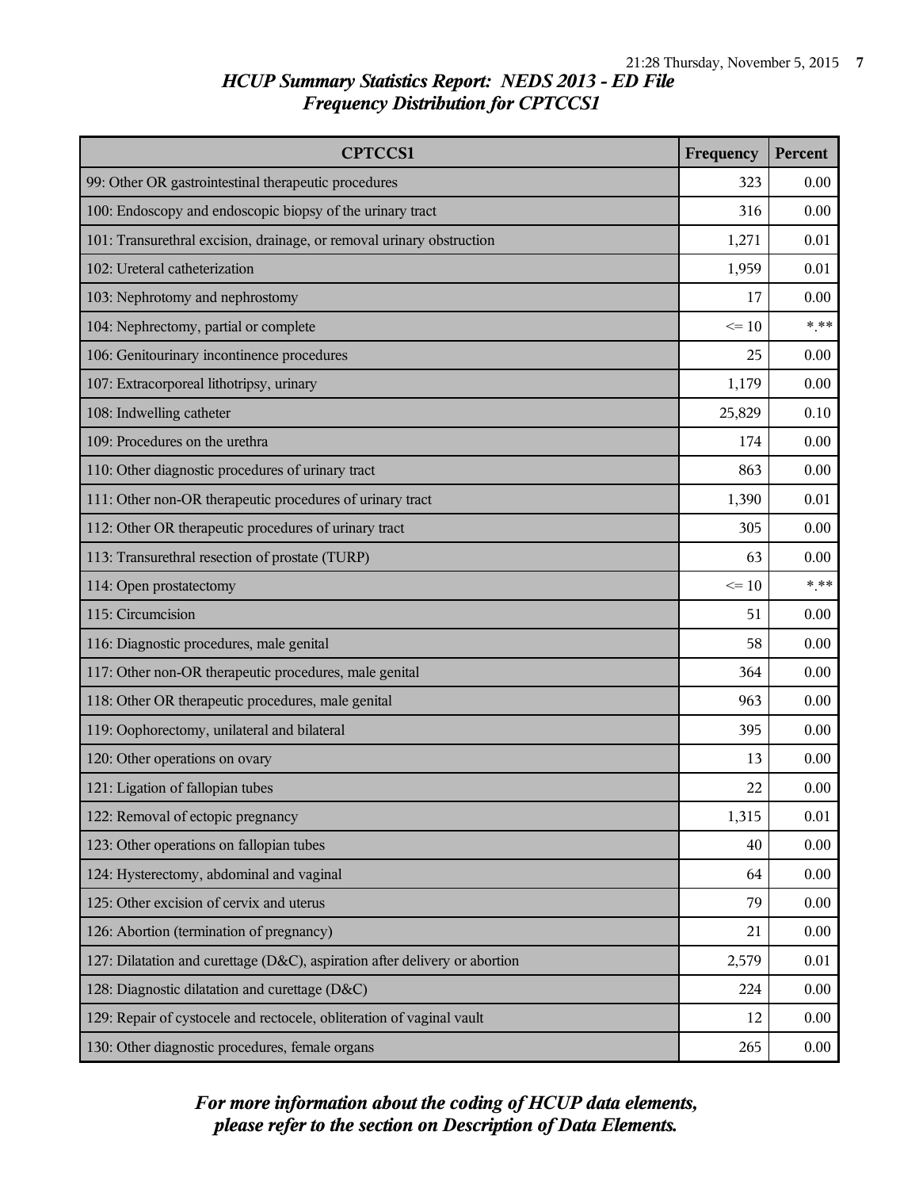## *HCUP Summary Statistics Report: NEDS 2013 - ED File*
## *Frequency Distribution for CPTCCS1*

| CPTCCS1 | Frequency | Percent |
|---|---|---|
| 99: Other OR gastrointestinal therapeutic procedures | 323 | 0.00 |
| 100: Endoscopy and endoscopic biopsy of the urinary tract | 316 | 0.00 |
| 101: Transurethral excision, drainage, or removal urinary obstruction | 1,271 | 0.01 |
| 102: Ureteral catheterization | 1,959 | 0.01 |
| 103: Nephrotomy and nephrostomy | 17 | 0.00 |
| 104: Nephrectomy, partial or complete | <= 10 | *.** |
| 106: Genitourinary incontinence procedures | 25 | 0.00 |
| 107: Extracorporeal lithotripsy, urinary | 1,179 | 0.00 |
| 108: Indwelling catheter | 25,829 | 0.10 |
| 109: Procedures on the urethra | 174 | 0.00 |
| 110: Other diagnostic procedures of urinary tract | 863 | 0.00 |
| 111: Other non-OR therapeutic procedures of urinary tract | 1,390 | 0.01 |
| 112: Other OR therapeutic procedures of urinary tract | 305 | 0.00 |
| 113: Transurethral resection of prostate (TURP) | 63 | 0.00 |
| 114: Open prostatectomy | <= 10 | *.** |
| 115: Circumcision | 51 | 0.00 |
| 116: Diagnostic procedures, male genital | 58 | 0.00 |
| 117: Other non-OR therapeutic procedures, male genital | 364 | 0.00 |
| 118: Other OR therapeutic procedures, male genital | 963 | 0.00 |
| 119: Oophorectomy, unilateral and bilateral | 395 | 0.00 |
| 120: Other operations on ovary | 13 | 0.00 |
| 121: Ligation of fallopian tubes | 22 | 0.00 |
| 122: Removal of ectopic pregnancy | 1,315 | 0.01 |
| 123: Other operations on fallopian tubes | 40 | 0.00 |
| 124: Hysterectomy, abdominal and vaginal | 64 | 0.00 |
| 125: Other excision of cervix and uterus | 79 | 0.00 |
| 126: Abortion (termination of pregnancy) | 21 | 0.00 |
| 127: Dilatation and curettage (D&C), aspiration after delivery or abortion | 2,579 | 0.01 |
| 128: Diagnostic dilatation and curettage (D&C) | 224 | 0.00 |
| 129: Repair of cystocele and rectocele, obliteration of vaginal vault | 12 | 0.00 |
| 130: Other diagnostic procedures, female organs | 265 | 0.00 |

***For more information about the coding of HCUP data elements, please refer to the section on Description of Data Elements.***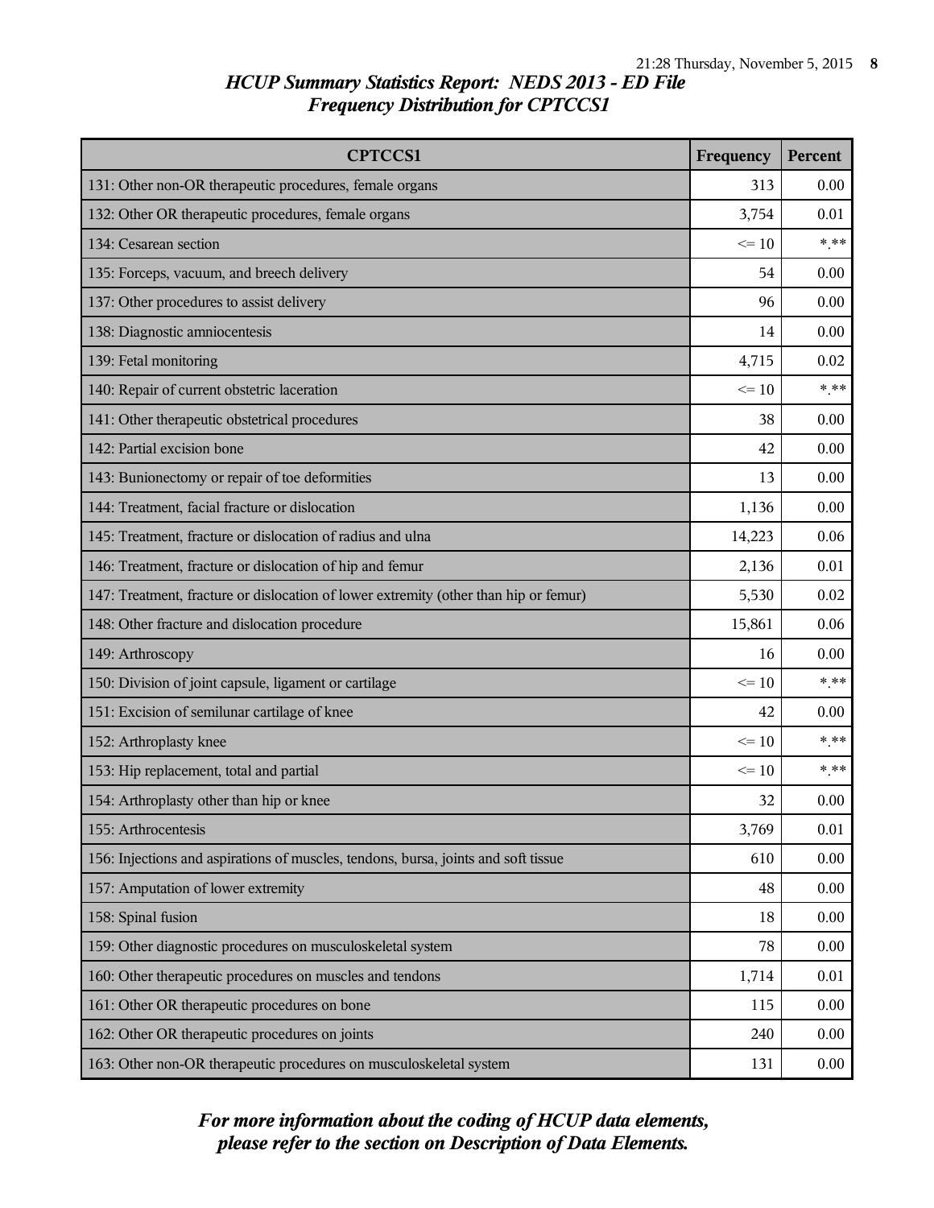## *HCUP Summary Statistics Report: NEDS 2013 - ED File*
## *Frequency Distribution for CPTCCS1*

| CPTCCS1 | Frequency | Percent |
|---|---|---|
| 131: Other non-OR therapeutic procedures, female organs | 313 | 0.00 |
| 132: Other OR therapeutic procedures, female organs | 3,754 | 0.01 |
| 134: Cesarean section | <= 10 | *.** |
| 135: Forceps, vacuum, and breech delivery | 54 | 0.00 |
| 137: Other procedures to assist delivery | 96 | 0.00 |
| 138: Diagnostic amniocentesis | 14 | 0.00 |
| 139: Fetal monitoring | 4,715 | 0.02 |
| 140: Repair of current obstetric laceration | <= 10 | *.** |
| 141: Other therapeutic obstetrical procedures | 38 | 0.00 |
| 142: Partial excision bone | 42 | 0.00 |
| 143: Bunionectomy or repair of toe deformities | 13 | 0.00 |
| 144: Treatment, facial fracture or dislocation | 1,136 | 0.00 |
| 145: Treatment, fracture or dislocation of radius and ulna | 14,223 | 0.06 |
| 146: Treatment, fracture or dislocation of hip and femur | 2,136 | 0.01 |
| 147: Treatment, fracture or dislocation of lower extremity (other than hip or femur) | 5,530 | 0.02 |
| 148: Other fracture and dislocation procedure | 15,861 | 0.06 |
| 149: Arthroscopy | 16 | 0.00 |
| 150: Division of joint capsule, ligament or cartilage | <= 10 | *.** |
| 151: Excision of semilunar cartilage of knee | 42 | 0.00 |
| 152: Arthroplasty knee | <= 10 | *.** |
| 153: Hip replacement, total and partial | <= 10 | *.** |
| 154: Arthroplasty other than hip or knee | 32 | 0.00 |
| 155: Arthrocentesis | 3,769 | 0.01 |
| 156: Injections and aspirations of muscles, tendons, bursa, joints and soft tissue | 610 | 0.00 |
| 157: Amputation of lower extremity | 48 | 0.00 |
| 158: Spinal fusion | 18 | 0.00 |
| 159: Other diagnostic procedures on musculoskeletal system | 78 | 0.00 |
| 160: Other therapeutic procedures on muscles and tendons | 1,714 | 0.01 |
| 161: Other OR therapeutic procedures on bone | 115 | 0.00 |
| 162: Other OR therapeutic procedures on joints | 240 | 0.00 |
| 163: Other non-OR therapeutic procedures on musculoskeletal system | 131 | 0.00 |

***For more information about the coding of HCUP data elements, please refer to the section on Description of Data Elements.***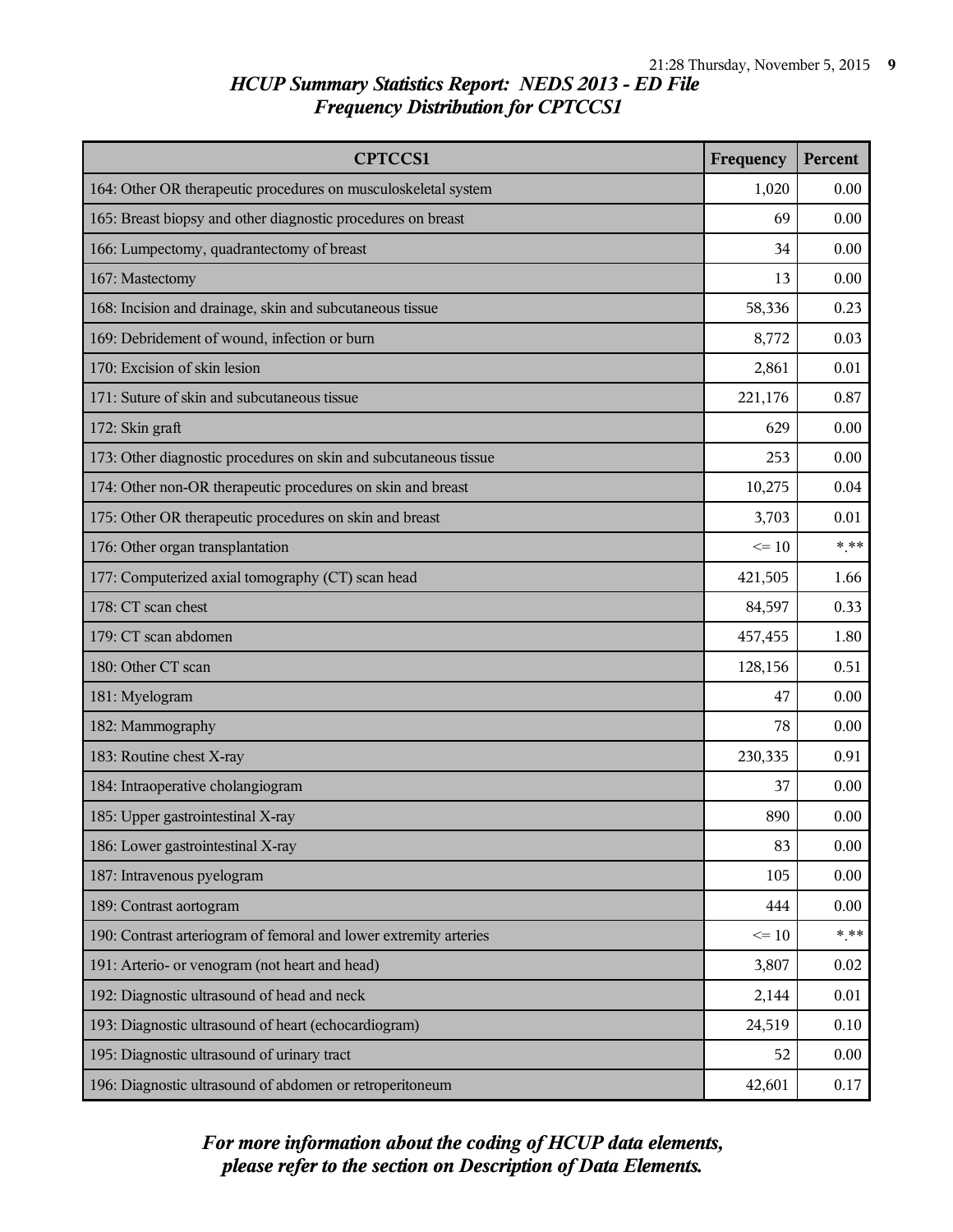## HCUP Summary Statistics Report: NEDS 2013 - ED File
## Frequency Distribution for CPTCCS1

| CPTCCS1 | Frequency | Percent |
|---|---|---|
| 164: Other OR therapeutic procedures on musculoskeletal system | 1,020 | 0.00 |
| 165: Breast biopsy and other diagnostic procedures on breast | 69 | 0.00 |
| 166: Lumpectomy, quadrantectomy of breast | 34 | 0.00 |
| 167: Mastectomy | 13 | 0.00 |
| 168: Incision and drainage, skin and subcutaneous tissue | 58,336 | 0.23 |
| 169: Debridement of wound, infection or burn | 8,772 | 0.03 |
| 170: Excision of skin lesion | 2,861 | 0.01 |
| 171: Suture of skin and subcutaneous tissue | 221,176 | 0.87 |
| 172: Skin graft | 629 | 0.00 |
| 173: Other diagnostic procedures on skin and subcutaneous tissue | 253 | 0.00 |
| 174: Other non-OR therapeutic procedures on skin and breast | 10,275 | 0.04 |
| 175: Other OR therapeutic procedures on skin and breast | 3,703 | 0.01 |
| 176: Other organ transplantation | <= 10 | *.** |
| 177: Computerized axial tomography (CT) scan head | 421,505 | 1.66 |
| 178: CT scan chest | 84,597 | 0.33 |
| 179: CT scan abdomen | 457,455 | 1.80 |
| 180: Other CT scan | 128,156 | 0.51 |
| 181: Myelogram | 47 | 0.00 |
| 182: Mammography | 78 | 0.00 |
| 183: Routine chest X-ray | 230,335 | 0.91 |
| 184: Intraoperative cholangiogram | 37 | 0.00 |
| 185: Upper gastrointestinal X-ray | 890 | 0.00 |
| 186: Lower gastrointestinal X-ray | 83 | 0.00 |
| 187: Intravenous pyelogram | 105 | 0.00 |
| 189: Contrast aortogram | 444 | 0.00 |
| 190: Contrast arteriogram of femoral and lower extremity arteries | <= 10 | *.** |
| 191: Arterio- or venogram (not heart and head) | 3,807 | 0.02 |
| 192: Diagnostic ultrasound of head and neck | 2,144 | 0.01 |
| 193: Diagnostic ultrasound of heart (echocardiogram) | 24,519 | 0.10 |
| 195: Diagnostic ultrasound of urinary tract | 52 | 0.00 |
| 196: Diagnostic ultrasound of abdomen or retroperitoneum | 42,601 | 0.17 |

*For more information about the coding of HCUP data elements, please refer to the section on Description of Data Elements.*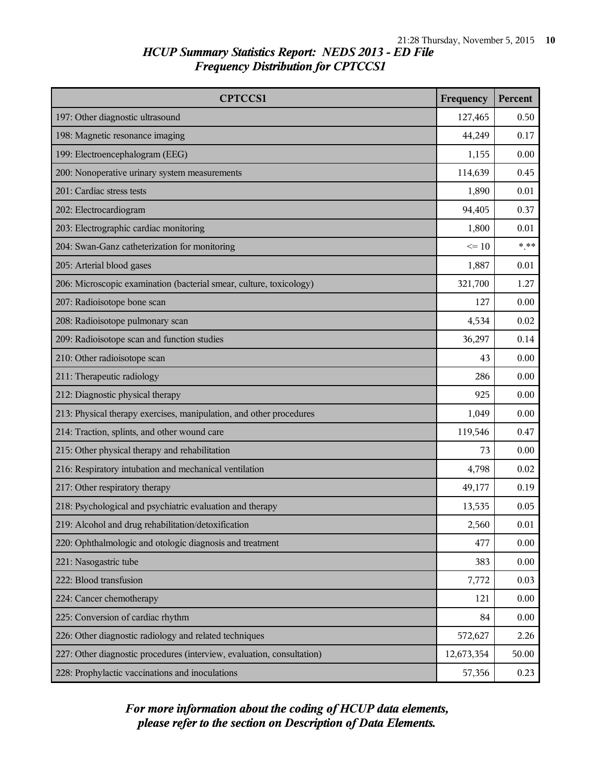# *HCUP Summary Statistics Report: NEDS 2013 - ED File*
## *Frequency Distribution for CPTCCS1*

| CPTCCS1 | Frequency | Percent |
|---|---|---|
| 197: Other diagnostic ultrasound | 127,465 | 0.50 |
| 198: Magnetic resonance imaging | 44,249 | 0.17 |
| 199: Electroencephalogram (EEG) | 1,155 | 0.00 |
| 200: Nonoperative urinary system measurements | 114,639 | 0.45 |
| 201: Cardiac stress tests | 1,890 | 0.01 |
| 202: Electrocardiogram | 94,405 | 0.37 |
| 203: Electrographic cardiac monitoring | 1,800 | 0.01 |
| 204: Swan-Ganz catheterization for monitoring | <= 10 | *.** |
| 205: Arterial blood gases | 1,887 | 0.01 |
| 206: Microscopic examination (bacterial smear, culture, toxicology) | 321,700 | 1.27 |
| 207: Radioisotope bone scan | 127 | 0.00 |
| 208: Radioisotope pulmonary scan | 4,534 | 0.02 |
| 209: Radioisotope scan and function studies | 36,297 | 0.14 |
| 210: Other radioisotope scan | 43 | 0.00 |
| 211: Therapeutic radiology | 286 | 0.00 |
| 212: Diagnostic physical therapy | 925 | 0.00 |
| 213: Physical therapy exercises, manipulation, and other procedures | 1,049 | 0.00 |
| 214: Traction, splints, and other wound care | 119,546 | 0.47 |
| 215: Other physical therapy and rehabilitation | 73 | 0.00 |
| 216: Respiratory intubation and mechanical ventilation | 4,798 | 0.02 |
| 217: Other respiratory therapy | 49,177 | 0.19 |
| 218: Psychological and psychiatric evaluation and therapy | 13,535 | 0.05 |
| 219: Alcohol and drug rehabilitation/detoxification | 2,560 | 0.01 |
| 220: Ophthalmologic and otologic diagnosis and treatment | 477 | 0.00 |
| 221: Nasogastric tube | 383 | 0.00 |
| 222: Blood transfusion | 7,772 | 0.03 |
| 224: Cancer chemotherapy | 121 | 0.00 |
| 225: Conversion of cardiac rhythm | 84 | 0.00 |
| 226: Other diagnostic radiology and related techniques | 572,627 | 2.26 |
| 227: Other diagnostic procedures (interview, evaluation, consultation) | 12,673,354 | 50.00 |
| 228: Prophylactic vaccinations and inoculations | 57,356 | 0.23 |

***For more information about the coding of HCUP data elements, please refer to the section on Description of Data Elements.***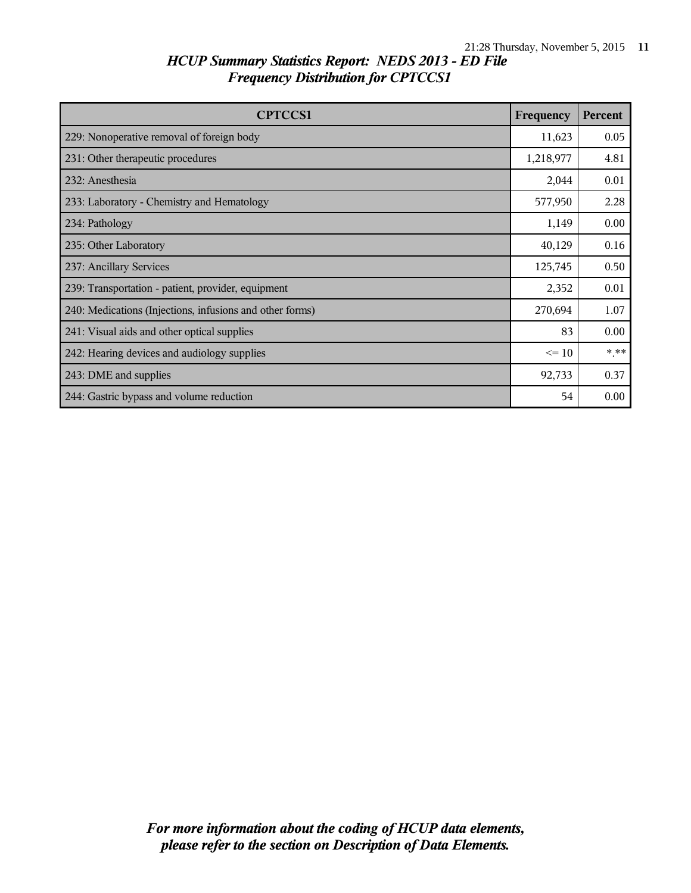## *HCUP Summary Statistics Report: NEDS 2013 - ED File*
## *Frequency Distribution for CPTCCS1*

| CPTCCS1 | Frequency | Percent |
|---|---|---|
| 229: Nonoperative removal of foreign body | 11,623 | 0.05 |
| 231: Other therapeutic procedures | 1,218,977 | 4.81 |
| 232: Anesthesia | 2,044 | 0.01 |
| 233: Laboratory - Chemistry and Hematology | 577,950 | 2.28 |
| 234: Pathology | 1,149 | 0.00 |
| 235: Other Laboratory | 40,129 | 0.16 |
| 237: Ancillary Services | 125,745 | 0.50 |
| 239: Transportation - patient, provider, equipment | 2,352 | 0.01 |
| 240: Medications (Injections, infusions and other forms) | 270,694 | 1.07 |
| 241: Visual aids and other optical supplies | 83 | 0.00 |
| 242: Hearing devices and audiology supplies | <= 10 | *.** |
| 243: DME and supplies | 92,733 | 0.37 |
| 244: Gastric bypass and volume reduction | 54 | 0.00 |

***For more information about the coding of HCUP data elements, please refer to the section on Description of Data Elements.***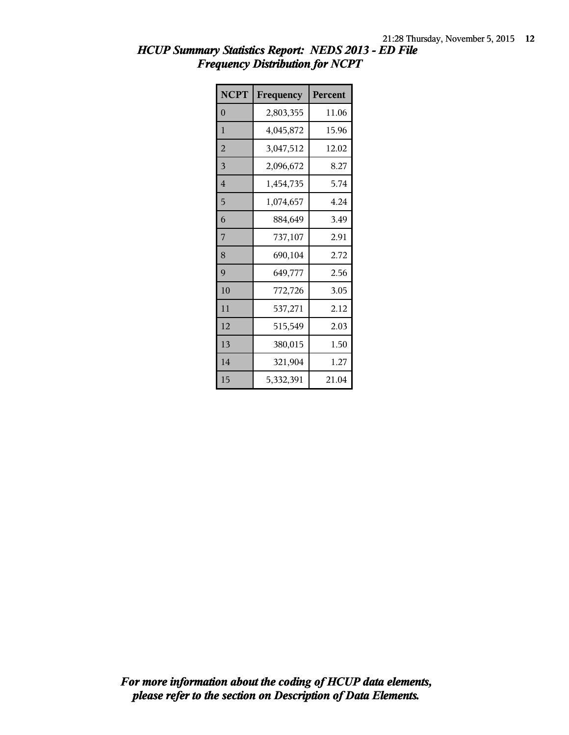# *HCUP Summary Statistics Report: NEDS 2013 - ED File*
## *Frequency Distribution for NCPT*

| NCPT | Frequency | Percent |
|---|---|---|
| 0 | 2,803,355 | 11.06 |
| 1 | 4,045,872 | 15.96 |
| 2 | 3,047,512 | 12.02 |
| 3 | 2,096,672 | 8.27 |
| 4 | 1,454,735 | 5.74 |
| 5 | 1,074,657 | 4.24 |
| 6 | 884,649 | 3.49 |
| 7 | 737,107 | 2.91 |
| 8 | 690,104 | 2.72 |
| 9 | 649,777 | 2.56 |
| 10 | 772,726 | 3.05 |
| 11 | 537,271 | 2.12 |
| 12 | 515,549 | 2.03 |
| 13 | 380,015 | 1.50 |
| 14 | 321,904 | 1.27 |
| 15 | 5,332,391 | 21.04 |

***For more information about the coding of HCUP data elements, please refer to the section on Description of Data Elements.***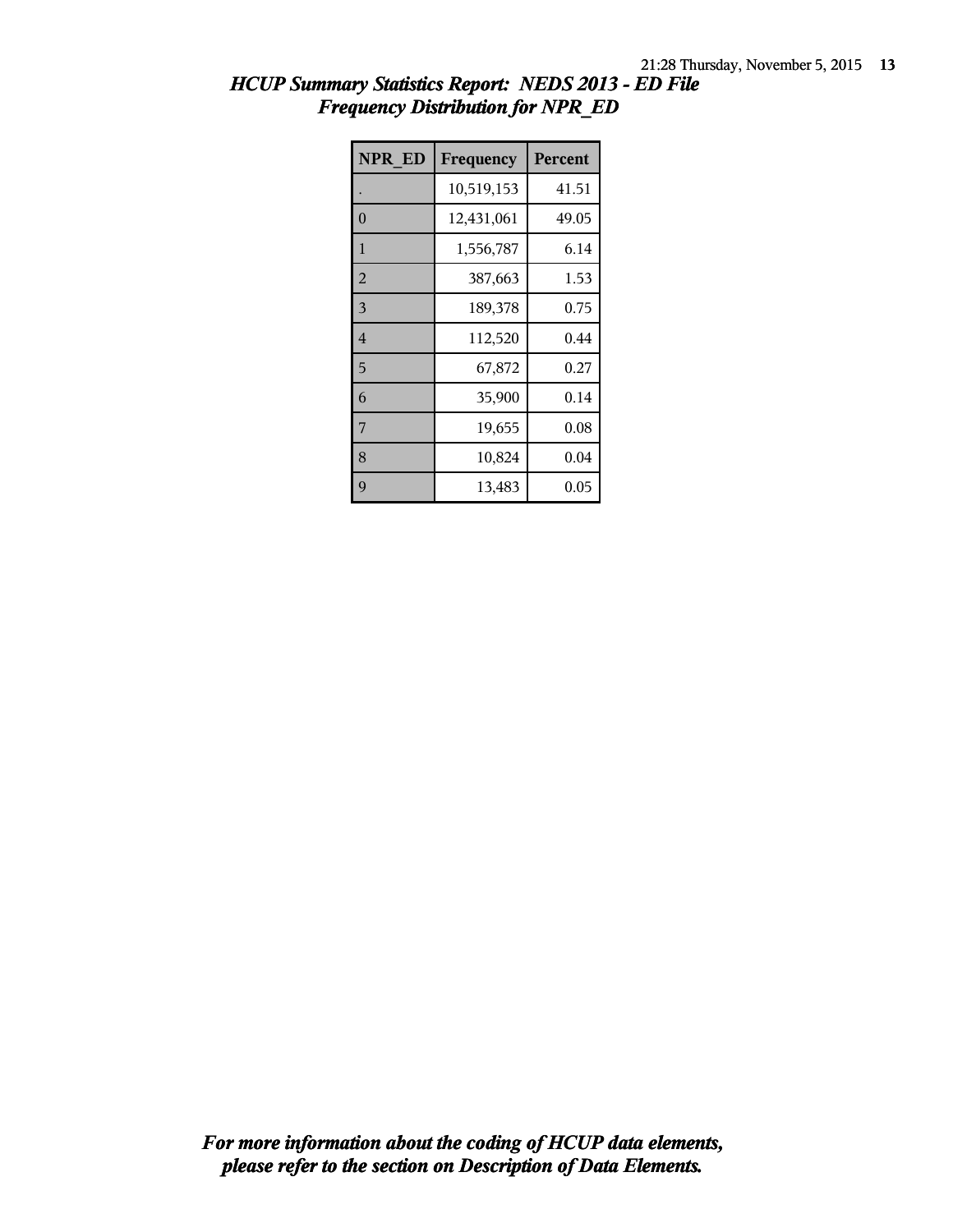*HCUP Summary Statistics Report: NEDS 2013 - ED File*
*Frequency Distribution for NPR_ED*

| NPR_ED | Frequency | Percent |
|---|---|---|
| . | 10,519,153 | 41.51 |
| 0 | 12,431,061 | 49.05 |
| 1 | 1,556,787 | 6.14 |
| 2 | 387,663 | 1.53 |
| 3 | 189,378 | 0.75 |
| 4 | 112,520 | 0.44 |
| 5 | 67,872 | 0.27 |
| 6 | 35,900 | 0.14 |
| 7 | 19,655 | 0.08 |
| 8 | 10,824 | 0.04 |
| 9 | 13,483 | 0.05 |

***For more information about the coding of HCUP data elements, please refer to the section on Description of Data Elements.***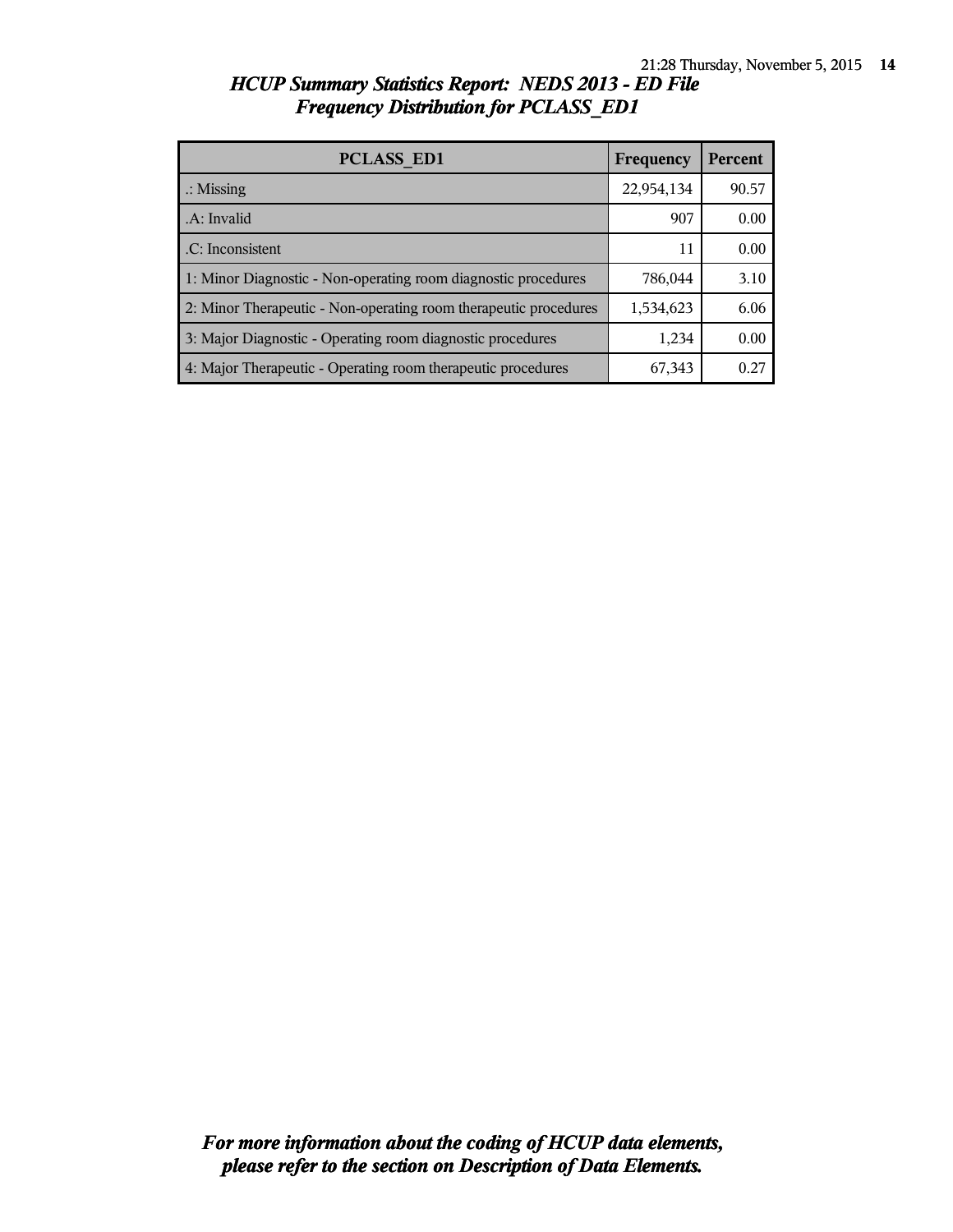## *HCUP Summary Statistics Report: NEDS 2013 - ED File*
## *Frequency Distribution for PCLASS_ED1*

| PCLASS_ED1 | Frequency | Percent |
|---|---|---|
| .: Missing | 22,954,134 | 90.57 |
| .A: Invalid | 907 | 0.00 |
| .C: Inconsistent | 11 | 0.00 |
| 1: Minor Diagnostic - Non-operating room diagnostic procedures | 786,044 | 3.10 |
| 2: Minor Therapeutic - Non-operating room therapeutic procedures | 1,534,623 | 6.06 |
| 3: Major Diagnostic - Operating room diagnostic procedures | 1,234 | 0.00 |
| 4: Major Therapeutic - Operating room therapeutic procedures | 67,343 | 0.27 |

***For more information about the coding of HCUP data elements, please refer to the section on Description of Data Elements.***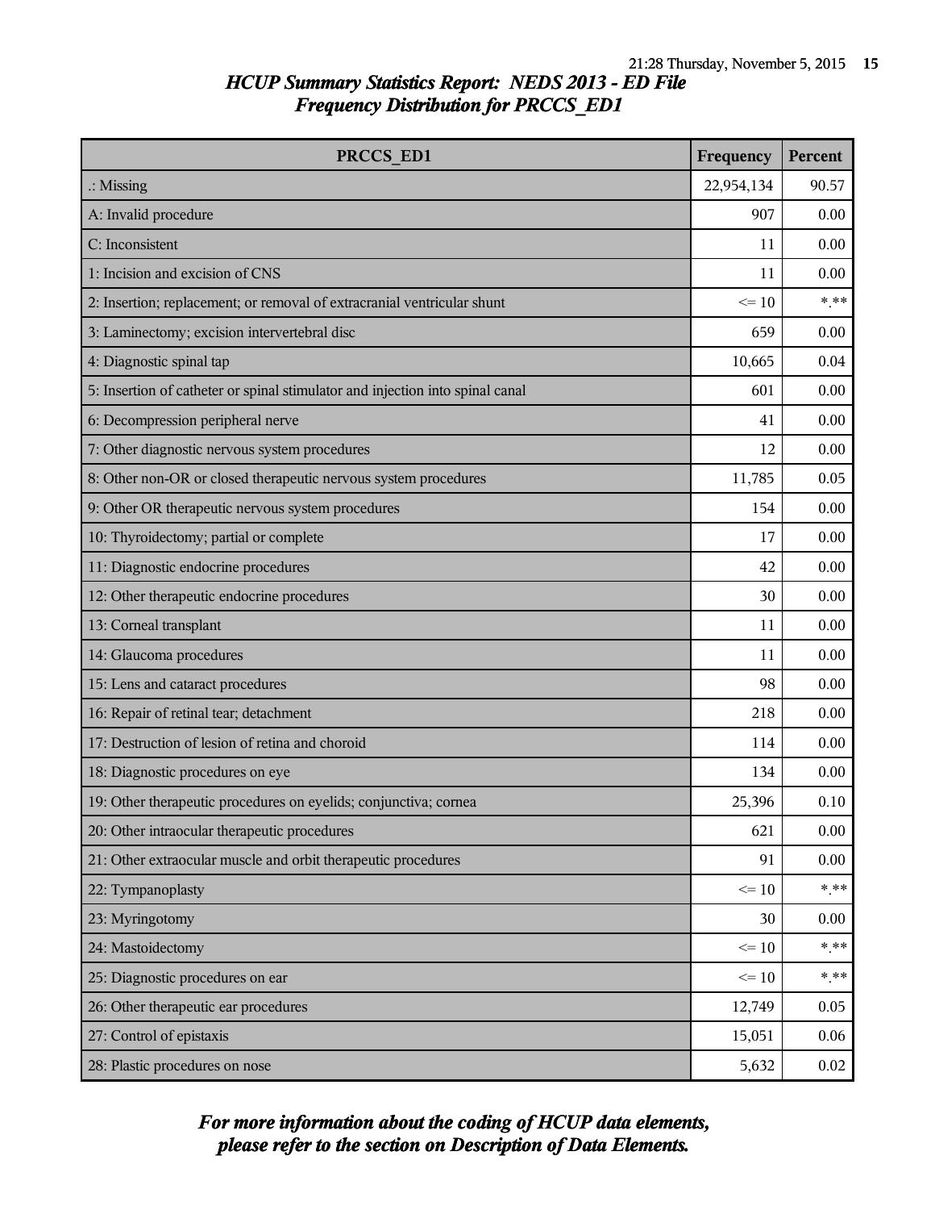## HCUP Summary Statistics Report: NEDS 2013 - ED File
## Frequency Distribution for PRCCS_ED1

| PRCCS_ED1 | Frequency | Percent |
|---|---|---|
| .: Missing | 22,954,134 | 90.57 |
| A: Invalid procedure | 907 | 0.00 |
| C: Inconsistent | 11 | 0.00 |
| 1: Incision and excision of CNS | 11 | 0.00 |
| 2: Insertion; replacement; or removal of extracranial ventricular shunt | <= 10 | *.** |
| 3: Laminectomy; excision intervertebral disc | 659 | 0.00 |
| 4: Diagnostic spinal tap | 10,665 | 0.04 |
| 5: Insertion of catheter or spinal stimulator and injection into spinal canal | 601 | 0.00 |
| 6: Decompression peripheral nerve | 41 | 0.00 |
| 7: Other diagnostic nervous system procedures | 12 | 0.00 |
| 8: Other non-OR or closed therapeutic nervous system procedures | 11,785 | 0.05 |
| 9: Other OR therapeutic nervous system procedures | 154 | 0.00 |
| 10: Thyroidectomy; partial or complete | 17 | 0.00 |
| 11: Diagnostic endocrine procedures | 42 | 0.00 |
| 12: Other therapeutic endocrine procedures | 30 | 0.00 |
| 13: Corneal transplant | 11 | 0.00 |
| 14: Glaucoma procedures | 11 | 0.00 |
| 15: Lens and cataract procedures | 98 | 0.00 |
| 16: Repair of retinal tear; detachment | 218 | 0.00 |
| 17: Destruction of lesion of retina and choroid | 114 | 0.00 |
| 18: Diagnostic procedures on eye | 134 | 0.00 |
| 19: Other therapeutic procedures on eyelids; conjunctiva; cornea | 25,396 | 0.10 |
| 20: Other intraocular therapeutic procedures | 621 | 0.00 |
| 21: Other extraocular muscle and orbit therapeutic procedures | 91 | 0.00 |
| 22: Tympanoplasty | <= 10 | *.** |
| 23: Myringotomy | 30 | 0.00 |
| 24: Mastoidectomy | <= 10 | *.** |
| 25: Diagnostic procedures on ear | <= 10 | *.** |
| 26: Other therapeutic ear procedures | 12,749 | 0.05 |
| 27: Control of epistaxis | 15,051 | 0.06 |
| 28: Plastic procedures on nose | 5,632 | 0.02 |

*For more information about the coding of HCUP data elements, please refer to the section on Description of Data Elements.*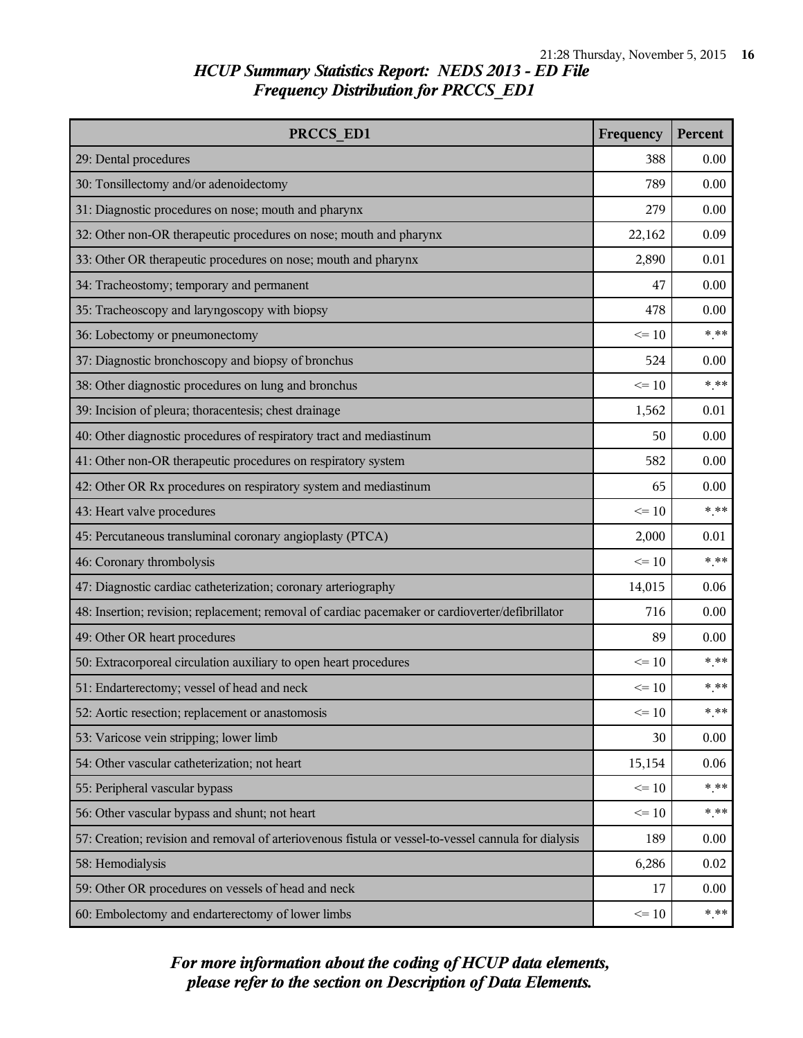# HCUP Summary Statistics Report: NEDS 2013 - ED File
## Frequency Distribution for PRCCS_ED1

| PRCCS_ED1 | Frequency | Percent |
|---|---|---|
| 29: Dental procedures | 388 | 0.00 |
| 30: Tonsillectomy and/or adenoidectomy | 789 | 0.00 |
| 31: Diagnostic procedures on nose; mouth and pharynx | 279 | 0.00 |
| 32: Other non-OR therapeutic procedures on nose; mouth and pharynx | 22,162 | 0.09 |
| 33: Other OR therapeutic procedures on nose; mouth and pharynx | 2,890 | 0.01 |
| 34: Tracheostomy; temporary and permanent | 47 | 0.00 |
| 35: Tracheoscopy and laryngoscopy with biopsy | 478 | 0.00 |
| 36: Lobectomy or pneumonectomy | <= 10 | *.** |
| 37: Diagnostic bronchoscopy and biopsy of bronchus | 524 | 0.00 |
| 38: Other diagnostic procedures on lung and bronchus | <= 10 | *.** |
| 39: Incision of pleura; thoracentesis; chest drainage | 1,562 | 0.01 |
| 40: Other diagnostic procedures of respiratory tract and mediastinum | 50 | 0.00 |
| 41: Other non-OR therapeutic procedures on respiratory system | 582 | 0.00 |
| 42: Other OR Rx procedures on respiratory system and mediastinum | 65 | 0.00 |
| 43: Heart valve procedures | <= 10 | *.** |
| 45: Percutaneous transluminal coronary angioplasty (PTCA) | 2,000 | 0.01 |
| 46: Coronary thrombolysis | <= 10 | *.** |
| 47: Diagnostic cardiac catheterization; coronary arteriography | 14,015 | 0.06 |
| 48: Insertion; revision; replacement; removal of cardiac pacemaker or cardioverter/defibrillator | 716 | 0.00 |
| 49: Other OR heart procedures | 89 | 0.00 |
| 50: Extracorporeal circulation auxiliary to open heart procedures | <= 10 | *.** |
| 51: Endarterectomy; vessel of head and neck | <= 10 | *.** |
| 52: Aortic resection; replacement or anastomosis | <= 10 | *.** |
| 53: Varicose vein stripping; lower limb | 30 | 0.00 |
| 54: Other vascular catheterization; not heart | 15,154 | 0.06 |
| 55: Peripheral vascular bypass | <= 10 | *.** |
| 56: Other vascular bypass and shunt; not heart | <= 10 | *.** |
| 57: Creation; revision and removal of arteriovenous fistula or vessel-to-vessel cannula for dialysis | 189 | 0.00 |
| 58: Hemodialysis | 6,286 | 0.02 |
| 59: Other OR procedures on vessels of head and neck | 17 | 0.00 |
| 60: Embolectomy and endarterectomy of lower limbs | <= 10 | *.** |

*For more information about the coding of HCUP data elements, please refer to the section on Description of Data Elements.*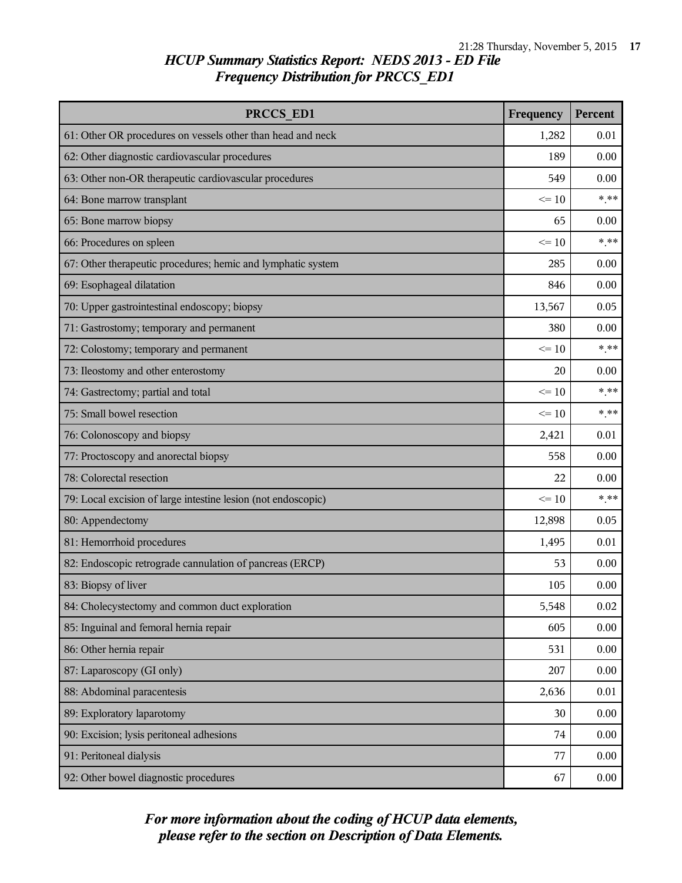## HCUP Summary Statistics Report: NEDS 2013 - ED File
## Frequency Distribution for PRCCS_ED1

| PRCCS_ED1 | Frequency | Percent |
|---|---|---|
| 61: Other OR procedures on vessels other than head and neck | 1,282 | 0.01 |
| 62: Other diagnostic cardiovascular procedures | 189 | 0.00 |
| 63: Other non-OR therapeutic cardiovascular procedures | 549 | 0.00 |
| 64: Bone marrow transplant | <= 10 | *.** |
| 65: Bone marrow biopsy | 65 | 0.00 |
| 66: Procedures on spleen | <= 10 | *.** |
| 67: Other therapeutic procedures; hemic and lymphatic system | 285 | 0.00 |
| 69: Esophageal dilatation | 846 | 0.00 |
| 70: Upper gastrointestinal endoscopy; biopsy | 13,567 | 0.05 |
| 71: Gastrostomy; temporary and permanent | 380 | 0.00 |
| 72: Colostomy; temporary and permanent | <= 10 | *.** |
| 73: Ileostomy and other enterostomy | 20 | 0.00 |
| 74: Gastrectomy; partial and total | <= 10 | *.** |
| 75: Small bowel resection | <= 10 | *.** |
| 76: Colonoscopy and biopsy | 2,421 | 0.01 |
| 77: Proctoscopy and anorectal biopsy | 558 | 0.00 |
| 78: Colorectal resection | 22 | 0.00 |
| 79: Local excision of large intestine lesion (not endoscopic) | <= 10 | *.** |
| 80: Appendectomy | 12,898 | 0.05 |
| 81: Hemorrhoid procedures | 1,495 | 0.01 |
| 82: Endoscopic retrograde cannulation of pancreas (ERCP) | 53 | 0.00 |
| 83: Biopsy of liver | 105 | 0.00 |
| 84: Cholecystectomy and common duct exploration | 5,548 | 0.02 |
| 85: Inguinal and femoral hernia repair | 605 | 0.00 |
| 86: Other hernia repair | 531 | 0.00 |
| 87: Laparoscopy (GI only) | 207 | 0.00 |
| 88: Abdominal paracentesis | 2,636 | 0.01 |
| 89: Exploratory laparotomy | 30 | 0.00 |
| 90: Excision; lysis peritoneal adhesions | 74 | 0.00 |
| 91: Peritoneal dialysis | 77 | 0.00 |
| 92: Other bowel diagnostic procedures | 67 | 0.00 |

*For more information about the coding of HCUP data elements, please refer to the section on Description of Data Elements.*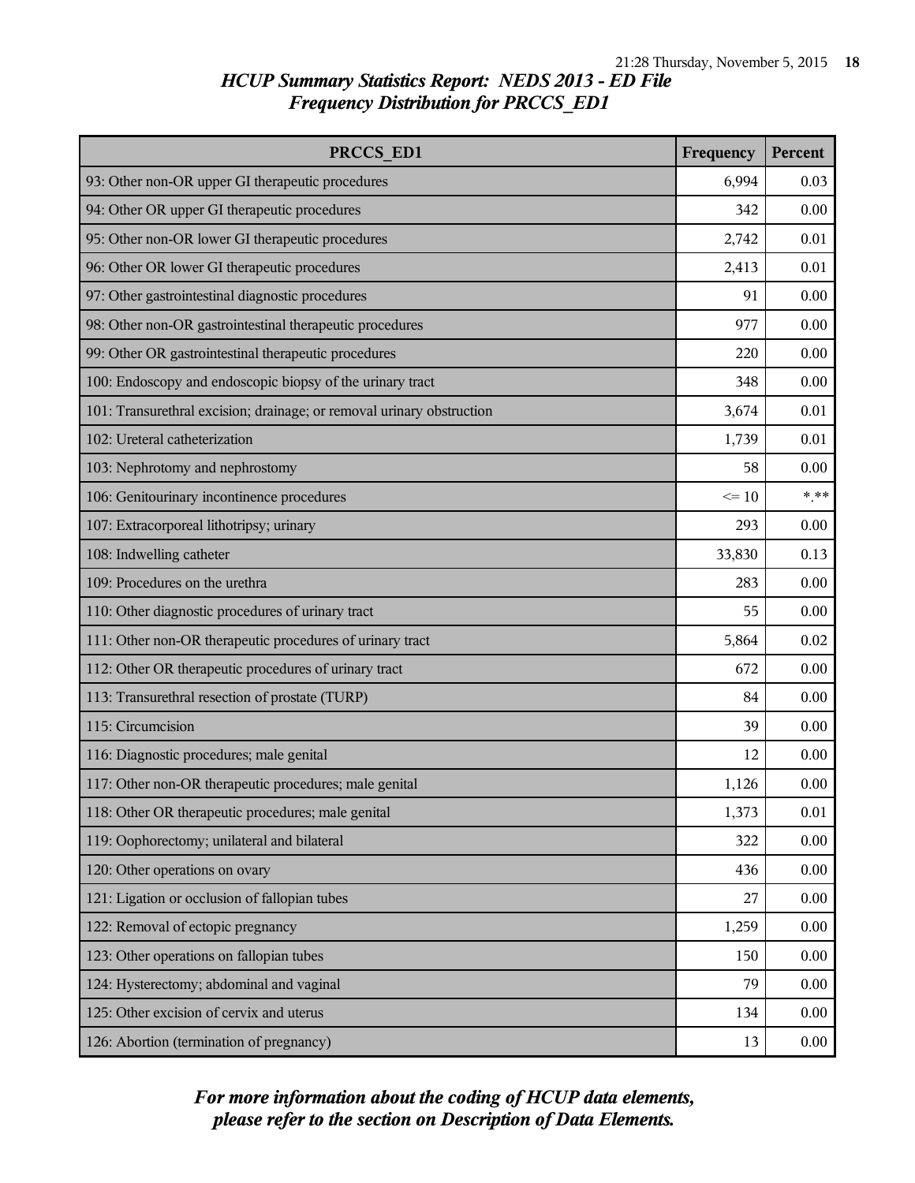## HCUP Summary Statistics Report: NEDS 2013 - ED File

## Frequency Distribution for PRCCS_ED1

| PRCCS_ED1 | Frequency | Percent |
|---|---|---|
| 93: Other non-OR upper GI therapeutic procedures | 6,994 | 0.03 |
| 94: Other OR upper GI therapeutic procedures | 342 | 0.00 |
| 95: Other non-OR lower GI therapeutic procedures | 2,742 | 0.01 |
| 96: Other OR lower GI therapeutic procedures | 2,413 | 0.01 |
| 97: Other gastrointestinal diagnostic procedures | 91 | 0.00 |
| 98: Other non-OR gastrointestinal therapeutic procedures | 977 | 0.00 |
| 99: Other OR gastrointestinal therapeutic procedures | 220 | 0.00 |
| 100: Endoscopy and endoscopic biopsy of the urinary tract | 348 | 0.00 |
| 101: Transurethral excision; drainage; or removal urinary obstruction | 3,674 | 0.01 |
| 102: Ureteral catheterization | 1,739 | 0.01 |
| 103: Nephrotomy and nephrostomy | 58 | 0.00 |
| 106: Genitourinary incontinence procedures | <= 10 | *.** |
| 107: Extracorporeal lithotripsy; urinary | 293 | 0.00 |
| 108: Indwelling catheter | 33,830 | 0.13 |
| 109: Procedures on the urethra | 283 | 0.00 |
| 110: Other diagnostic procedures of urinary tract | 55 | 0.00 |
| 111: Other non-OR therapeutic procedures of urinary tract | 5,864 | 0.02 |
| 112: Other OR therapeutic procedures of urinary tract | 672 | 0.00 |
| 113: Transurethral resection of prostate (TURP) | 84 | 0.00 |
| 115: Circumcision | 39 | 0.00 |
| 116: Diagnostic procedures; male genital | 12 | 0.00 |
| 117: Other non-OR therapeutic procedures; male genital | 1,126 | 0.00 |
| 118: Other OR therapeutic procedures; male genital | 1,373 | 0.01 |
| 119: Oophorectomy; unilateral and bilateral | 322 | 0.00 |
| 120: Other operations on ovary | 436 | 0.00 |
| 121: Ligation or occlusion of fallopian tubes | 27 | 0.00 |
| 122: Removal of ectopic pregnancy | 1,259 | 0.00 |
| 123: Other operations on fallopian tubes | 150 | 0.00 |
| 124: Hysterectomy; abdominal and vaginal | 79 | 0.00 |
| 125: Other excision of cervix and uterus | 134 | 0.00 |
| 126: Abortion (termination of pregnancy) | 13 | 0.00 |

***For more information about the coding of HCUP data elements, please refer to the section on Description of Data Elements.***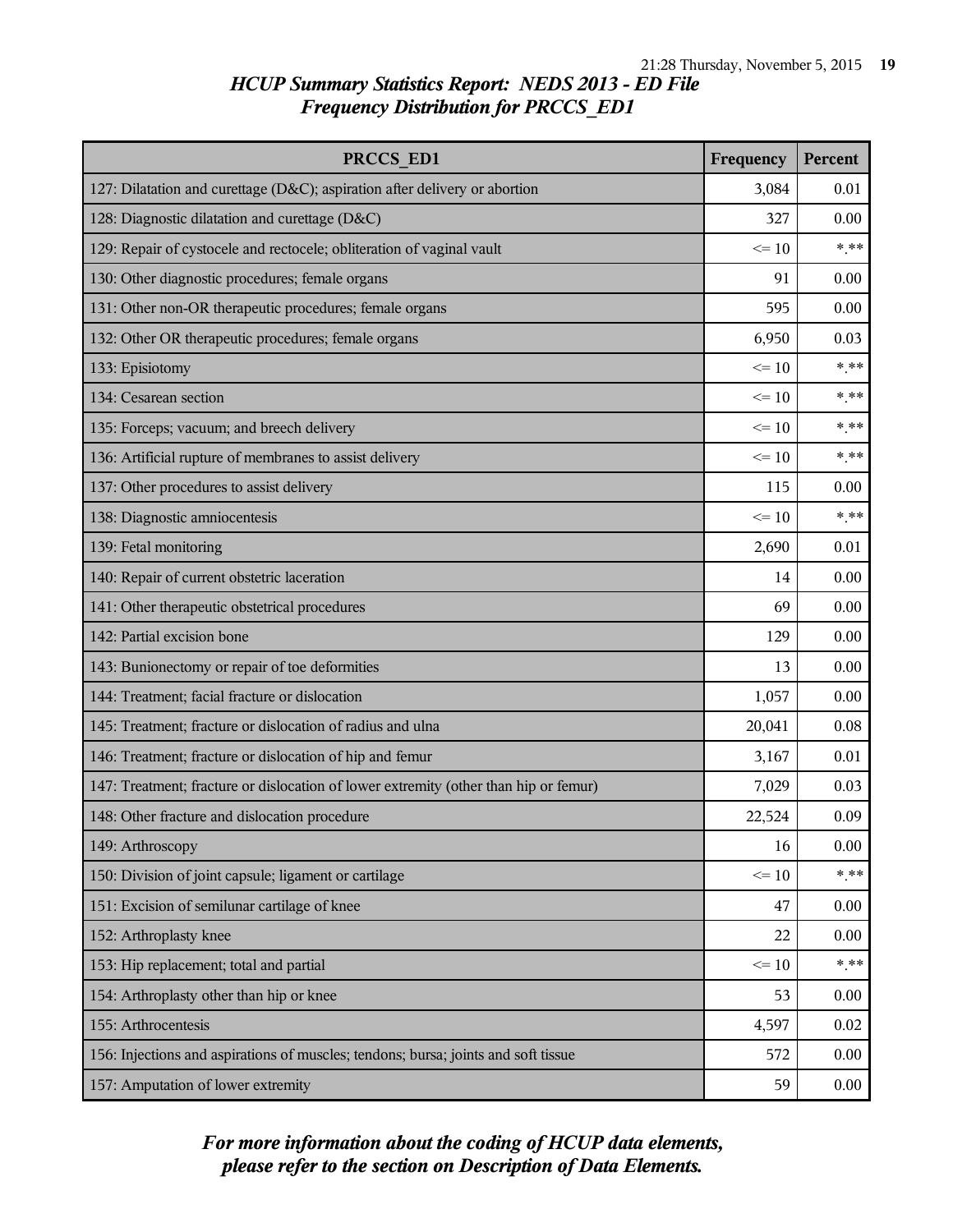## HCUP Summary Statistics Report: NEDS 2013 - ED File
## Frequency Distribution for PRCCS_ED1

| PRCCS_ED1 | Frequency | Percent |
|---|---|---|
| 127: Dilatation and curettage (D&C); aspiration after delivery or abortion | 3,084 | 0.01 |
| 128: Diagnostic dilatation and curettage (D&C) | 327 | 0.00 |
| 129: Repair of cystocele and rectocele; obliteration of vaginal vault | <= 10 | *.** |
| 130: Other diagnostic procedures; female organs | 91 | 0.00 |
| 131: Other non-OR therapeutic procedures; female organs | 595 | 0.00 |
| 132: Other OR therapeutic procedures; female organs | 6,950 | 0.03 |
| 133: Episiotomy | <= 10 | *.** |
| 134: Cesarean section | <= 10 | *.** |
| 135: Forceps; vacuum; and breech delivery | <= 10 | *.** |
| 136: Artificial rupture of membranes to assist delivery | <= 10 | *.** |
| 137: Other procedures to assist delivery | 115 | 0.00 |
| 138: Diagnostic amniocentesis | <= 10 | *.** |
| 139: Fetal monitoring | 2,690 | 0.01 |
| 140: Repair of current obstetric laceration | 14 | 0.00 |
| 141: Other therapeutic obstetrical procedures | 69 | 0.00 |
| 142: Partial excision bone | 129 | 0.00 |
| 143: Bunionectomy or repair of toe deformities | 13 | 0.00 |
| 144: Treatment; facial fracture or dislocation | 1,057 | 0.00 |
| 145: Treatment; fracture or dislocation of radius and ulna | 20,041 | 0.08 |
| 146: Treatment; fracture or dislocation of hip and femur | 3,167 | 0.01 |
| 147: Treatment; fracture or dislocation of lower extremity (other than hip or femur) | 7,029 | 0.03 |
| 148: Other fracture and dislocation procedure | 22,524 | 0.09 |
| 149: Arthroscopy | 16 | 0.00 |
| 150: Division of joint capsule; ligament or cartilage | <= 10 | *.** |
| 151: Excision of semilunar cartilage of knee | 47 | 0.00 |
| 152: Arthroplasty knee | 22 | 0.00 |
| 153: Hip replacement; total and partial | <= 10 | *.** |
| 154: Arthroplasty other than hip or knee | 53 | 0.00 |
| 155: Arthrocentesis | 4,597 | 0.02 |
| 156: Injections and aspirations of muscles; tendons; bursa; joints and soft tissue | 572 | 0.00 |
| 157: Amputation of lower extremity | 59 | 0.00 |

***For more information about the coding of HCUP data elements, please refer to the section on Description of Data Elements.***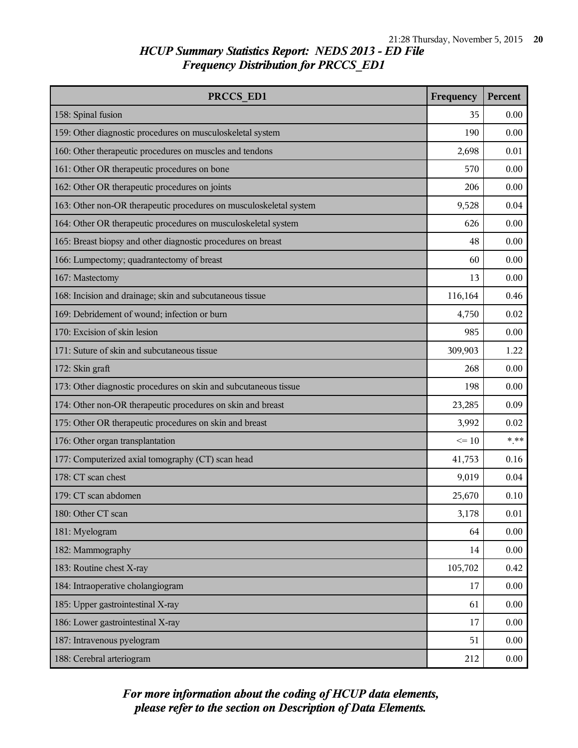## *HCUP Summary Statistics Report: NEDS 2013 - ED File*
## *Frequency Distribution for PRCCS_ED1*

| PRCCS_ED1 | Frequency | Percent |
| --- | --- | --- |
| 158: Spinal fusion | 35 | 0.00 |
| 159: Other diagnostic procedures on musculoskeletal system | 190 | 0.00 |
| 160: Other therapeutic procedures on muscles and tendons | 2,698 | 0.01 |
| 161: Other OR therapeutic procedures on bone | 570 | 0.00 |
| 162: Other OR therapeutic procedures on joints | 206 | 0.00 |
| 163: Other non-OR therapeutic procedures on musculoskeletal system | 9,528 | 0.04 |
| 164: Other OR therapeutic procedures on musculoskeletal system | 626 | 0.00 |
| 165: Breast biopsy and other diagnostic procedures on breast | 48 | 0.00 |
| 166: Lumpectomy; quadrantectomy of breast | 60 | 0.00 |
| 167: Mastectomy | 13 | 0.00 |
| 168: Incision and drainage; skin and subcutaneous tissue | 116,164 | 0.46 |
| 169: Debridement of wound; infection or burn | 4,750 | 0.02 |
| 170: Excision of skin lesion | 985 | 0.00 |
| 171: Suture of skin and subcutaneous tissue | 309,903 | 1.22 |
| 172: Skin graft | 268 | 0.00 |
| 173: Other diagnostic procedures on skin and subcutaneous tissue | 198 | 0.00 |
| 174: Other non-OR therapeutic procedures on skin and breast | 23,285 | 0.09 |
| 175: Other OR therapeutic procedures on skin and breast | 3,992 | 0.02 |
| 176: Other organ transplantation | <= 10 | *.** |
| 177: Computerized axial tomography (CT) scan head | 41,753 | 0.16 |
| 178: CT scan chest | 9,019 | 0.04 |
| 179: CT scan abdomen | 25,670 | 0.10 |
| 180: Other CT scan | 3,178 | 0.01 |
| 181: Myelogram | 64 | 0.00 |
| 182: Mammography | 14 | 0.00 |
| 183: Routine chest X-ray | 105,702 | 0.42 |
| 184: Intraoperative cholangiogram | 17 | 0.00 |
| 185: Upper gastrointestinal X-ray | 61 | 0.00 |
| 186: Lower gastrointestinal X-ray | 17 | 0.00 |
| 187: Intravenous pyelogram | 51 | 0.00 |
| 188: Cerebral arteriogram | 212 | 0.00 |

***For more information about the coding of HCUP data elements, please refer to the section on Description of Data Elements.***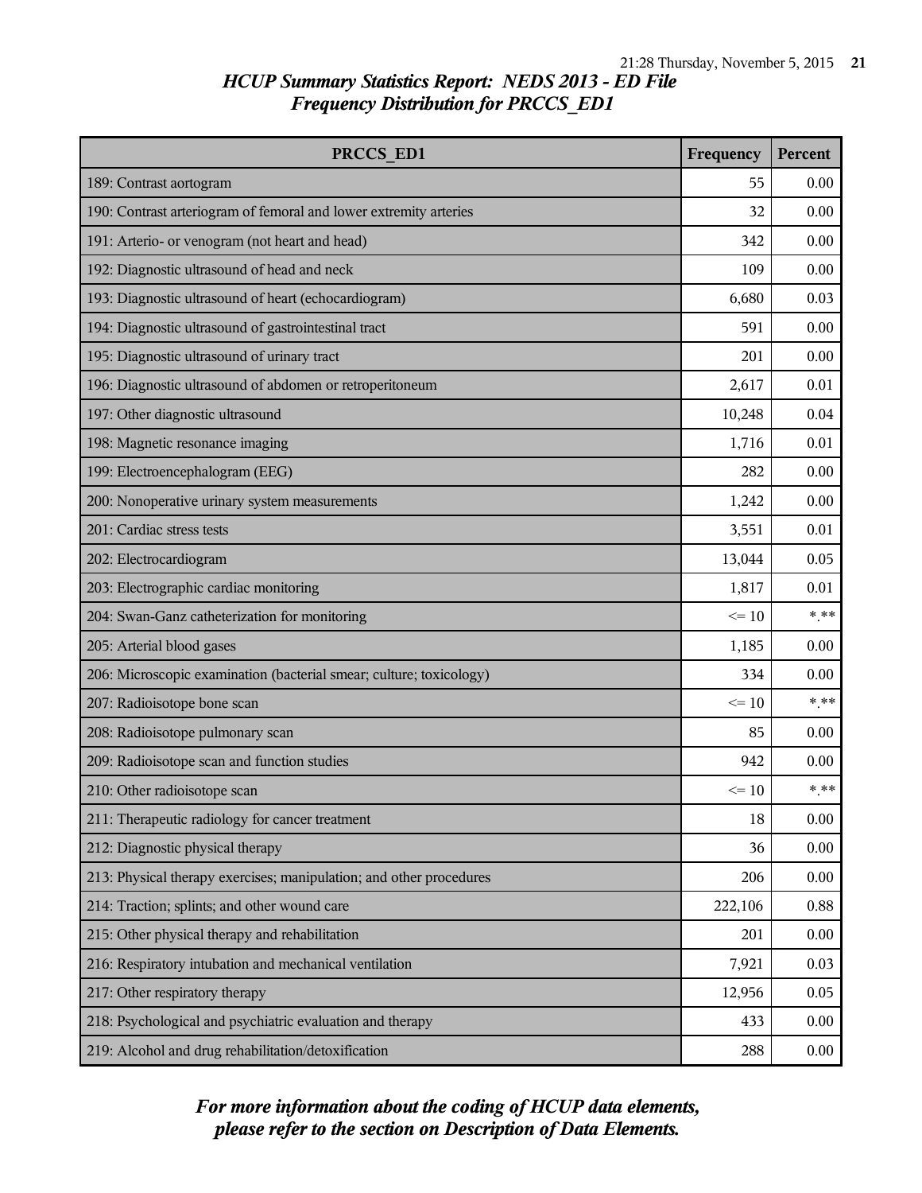## *HCUP Summary Statistics Report: NEDS 2013 - ED File*
## *Frequency Distribution for PRCCS_ED1*

| PRCCS_ED1 | Frequency | Percent |
|---|---|---|
| 189: Contrast aortogram | 55 | 0.00 |
| 190: Contrast arteriogram of femoral and lower extremity arteries | 32 | 0.00 |
| 191: Arterio- or venogram (not heart and head) | 342 | 0.00 |
| 192: Diagnostic ultrasound of head and neck | 109 | 0.00 |
| 193: Diagnostic ultrasound of heart (echocardiogram) | 6,680 | 0.03 |
| 194: Diagnostic ultrasound of gastrointestinal tract | 591 | 0.00 |
| 195: Diagnostic ultrasound of urinary tract | 201 | 0.00 |
| 196: Diagnostic ultrasound of abdomen or retroperitoneum | 2,617 | 0.01 |
| 197: Other diagnostic ultrasound | 10,248 | 0.04 |
| 198: Magnetic resonance imaging | 1,716 | 0.01 |
| 199: Electroencephalogram (EEG) | 282 | 0.00 |
| 200: Nonoperative urinary system measurements | 1,242 | 0.00 |
| 201: Cardiac stress tests | 3,551 | 0.01 |
| 202: Electrocardiogram | 13,044 | 0.05 |
| 203: Electrographic cardiac monitoring | 1,817 | 0.01 |
| 204: Swan-Ganz catheterization for monitoring | <= 10 | *.** |
| 205: Arterial blood gases | 1,185 | 0.00 |
| 206: Microscopic examination (bacterial smear; culture; toxicology) | 334 | 0.00 |
| 207: Radioisotope bone scan | <= 10 | *.** |
| 208: Radioisotope pulmonary scan | 85 | 0.00 |
| 209: Radioisotope scan and function studies | 942 | 0.00 |
| 210: Other radioisotope scan | <= 10 | *.** |
| 211: Therapeutic radiology for cancer treatment | 18 | 0.00 |
| 212: Diagnostic physical therapy | 36 | 0.00 |
| 213: Physical therapy exercises; manipulation; and other procedures | 206 | 0.00 |
| 214: Traction; splints; and other wound care | 222,106 | 0.88 |
| 215: Other physical therapy and rehabilitation | 201 | 0.00 |
| 216: Respiratory intubation and mechanical ventilation | 7,921 | 0.03 |
| 217: Other respiratory therapy | 12,956 | 0.05 |
| 218: Psychological and psychiatric evaluation and therapy | 433 | 0.00 |
| 219: Alcohol and drug rehabilitation/detoxification | 288 | 0.00 |

***For more information about the coding of HCUP data elements, please refer to the section on Description of Data Elements.***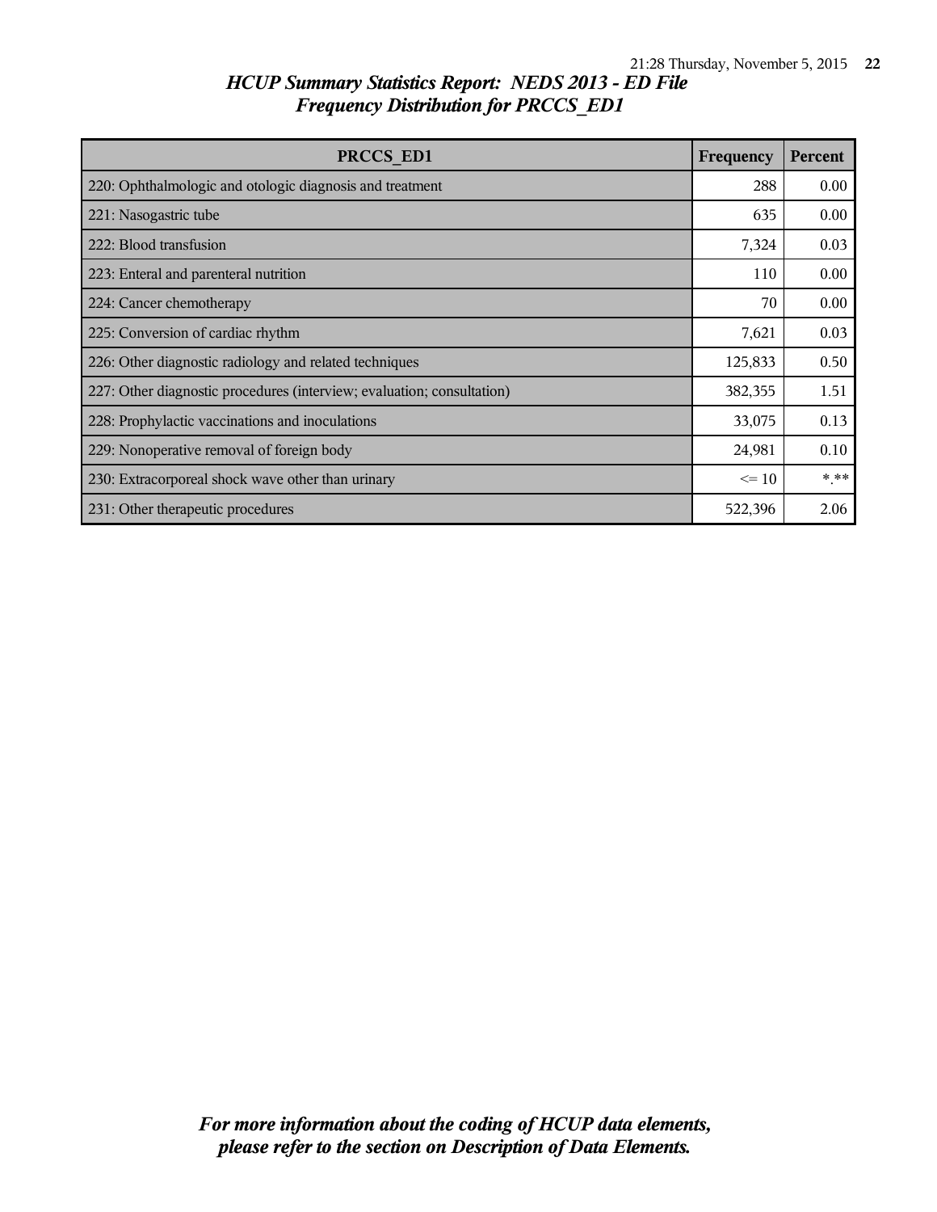## *HCUP Summary Statistics Report: NEDS 2013 - ED File*
## *Frequency Distribution for PRCCS_ED1*

| PRCCS_ED1 | Frequency | Percent |
|---|---|---|
| 220: Ophthalmologic and otologic diagnosis and treatment | 288 | 0.00 |
| 221: Nasogastric tube | 635 | 0.00 |
| 222: Blood transfusion | 7,324 | 0.03 |
| 223: Enteral and parenteral nutrition | 110 | 0.00 |
| 224: Cancer chemotherapy | 70 | 0.00 |
| 225: Conversion of cardiac rhythm | 7,621 | 0.03 |
| 226: Other diagnostic radiology and related techniques | 125,833 | 0.50 |
| 227: Other diagnostic procedures (interview; evaluation; consultation) | 382,355 | 1.51 |
| 228: Prophylactic vaccinations and inoculations | 33,075 | 0.13 |
| 229: Nonoperative removal of foreign body | 24,981 | 0.10 |
| 230: Extracorporeal shock wave other than urinary | <= 10 | *.** |
| 231: Other therapeutic procedures | 522,396 | 2.06 |

***For more information about the coding of HCUP data elements, please refer to the section on Description of Data Elements.***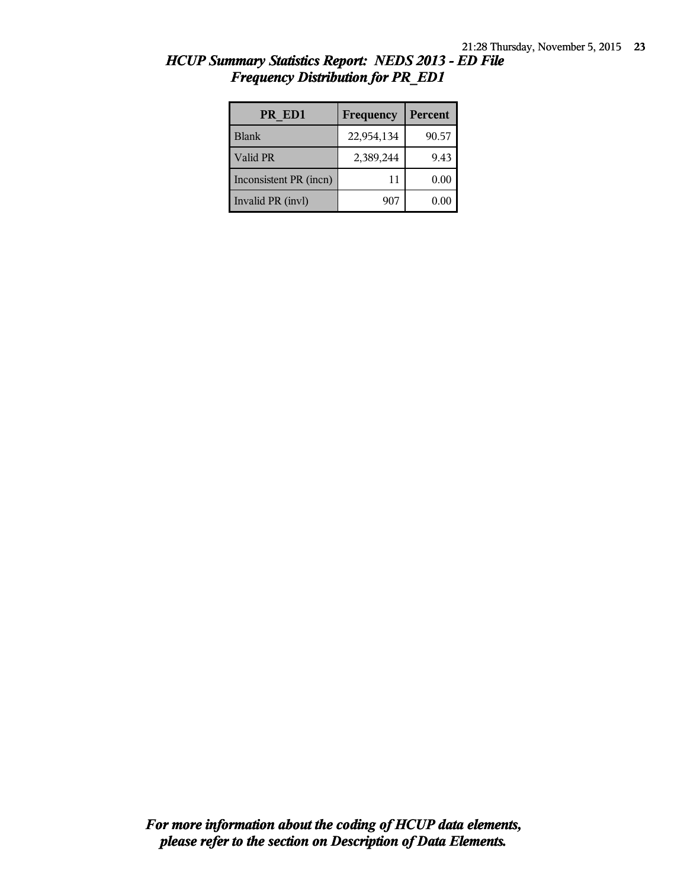## *HCUP Summary Statistics Report: NEDS 2013 - ED File*
## *Frequency Distribution for PR_ED1*

| PR_ED1 | Frequency | Percent |
|---|---|---|
| Blank | 22,954,134 | 90.57 |
| Valid PR | 2,389,244 | 9.43 |
| Inconsistent PR (incn) | 11 | 0.00 |
| Invalid PR (invl) | 907 | 0.00 |

***For more information about the coding of HCUP data elements, please refer to the section on Description of Data Elements.***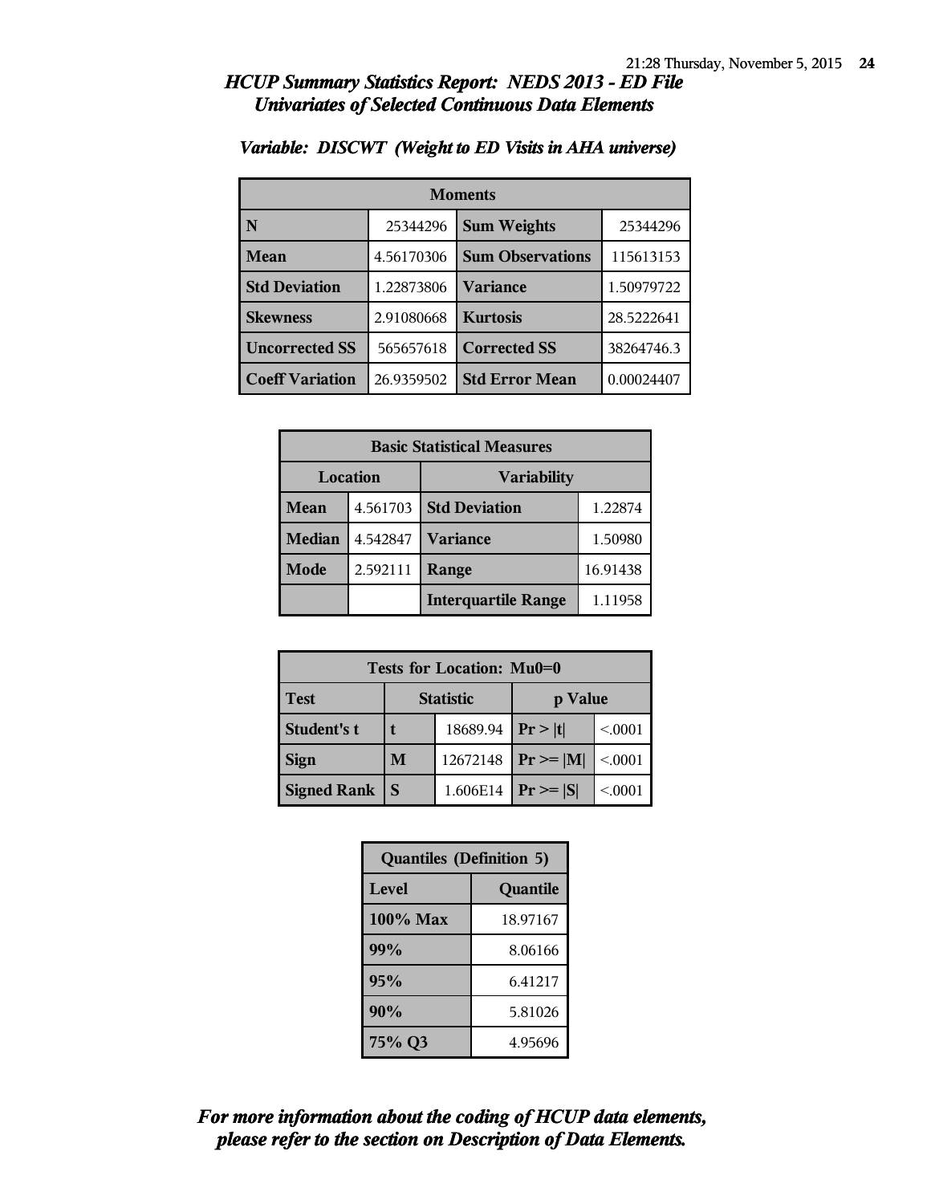## *HCUP Summary Statistics Report: NEDS 2013 - ED File*
## *Univariates of Selected Continuous Data Elements*

### *Variable: DISCWT (Weight to ED Visits in AHA universe)*

| Moments | | | |
|---|---|---|---|
| **N** | 25344296 | **Sum Weights** | 25344296 |
| **Mean** | 4.56170306 | **Sum Observations** | 115613153 |
| **Std Deviation** | 1.22873806 | **Variance** | 1.50979722 |
| **Skewness** | 2.91080668 | **Kurtosis** | 28.5222641 |
| **Uncorrected SS** | 565657618 | **Corrected SS** | 38264746.3 |
| **Coeff Variation** | 26.9359502 | **Std Error Mean** | 0.00024407 |

| Basic Statistical Measures | | | |
|---|---|---|---|
| **Location** | | **Variability** | |
| **Mean** | 4.561703 | **Std Deviation** | 1.22874 |
| **Median** | 4.542847 | **Variance** | 1.50980 |
| **Mode** | 2.592111 | **Range** | 16.91438 |
| | | **Interquartile Range** | 1.11958 |

| Tests for Location: Mu0=0 | | | | |
|---|---|---|---|---|
| **Test** | **Statistic** | | **p Value** | |
| **Student's t** | **t** | 18689.94 | **Pr > \|t\|** | <.0001 |
| **Sign** | **M** | 12672148 | **Pr >= \|M\|** | <.0001 |
| **Signed Rank** | **S** | 1.606E14 | **Pr >= \|S\|** | <.0001 |

| Quantiles (Definition 5) | |
|---|---|
| **Level** | **Quantile** |
| **100% Max** | 18.97167 |
| **99%** | 8.06166 |
| **95%** | 6.41217 |
| **90%** | 5.81026 |
| **75% Q3** | 4.95696 |

***For more information about the coding of HCUP data elements, please refer to the section on Description of Data Elements.***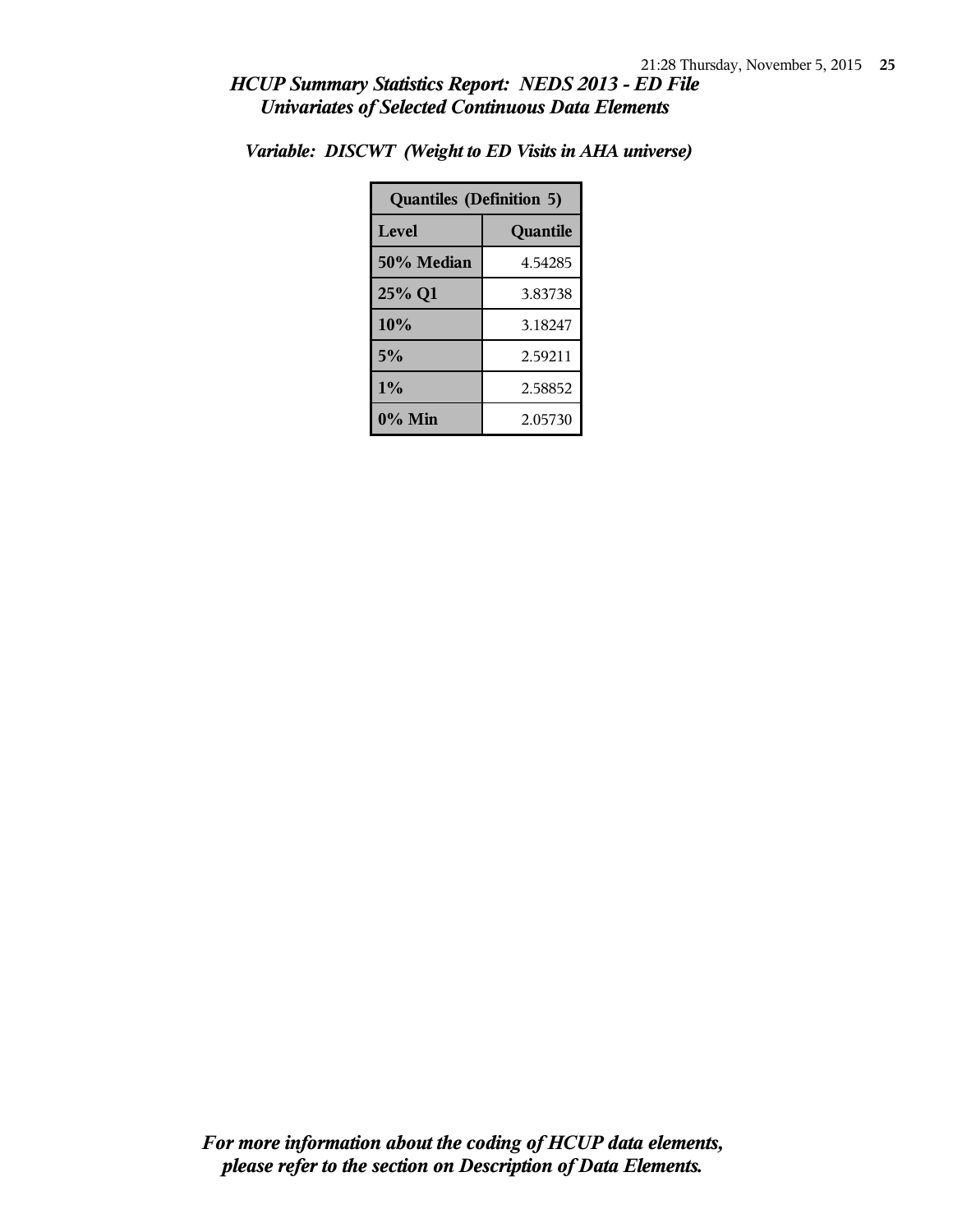*HCUP Summary Statistics Report: NEDS 2013 - ED File*
*Univariates of Selected Continuous Data Elements*

*Variable: DISCWT (Weight to ED Visits in AHA universe)*

| Quantiles (Definition 5) | |
|---|---|
| **Level** | **Quantile** |
| **50% Median** | 4.54285 |
| **25% Q1** | 3.83738 |
| **10%** | 3.18247 |
| **5%** | 2.59211 |
| **1%** | 2.58852 |
| **0% Min** | 2.05730 |

*For more information about the coding of HCUP data elements, please refer to the section on Description of Data Elements.*